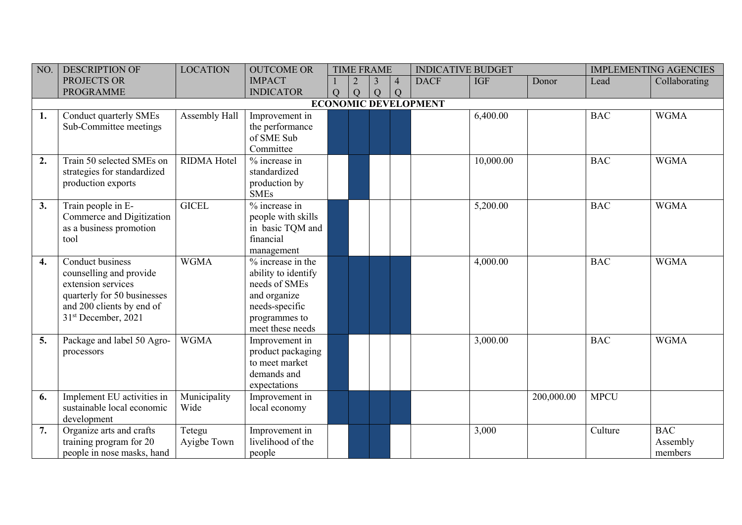| NO. | DESCRIPTION OF PROJECTS OR PROGRAMME | LOCATION | OUTCOME OR IMPACT INDICATOR | TIME FRAME | | | | INDICATIVE BUDGET | | | IMPLEMENTING AGENCIES | |
|---|---|---|---|---|---|---|---|---|---|---|---|---|
| | | | | 1 Q | 2 Q | 3 Q | 4 Q | DACF | IGF | Donor | Lead | Collaborating |
| **ECONOMIC DEVELOPMENT** | | | | | | | | | | | | |
| **1.** | Conduct quarterly SMEs Sub-Committee meetings | Assembly Hall | Improvement in the performance of SME Sub Committee | ■ | ■ | ■ | ■ | | 6,400.00 | | BAC | WGMA |
| **2.** | Train 50 selected SMEs on strategies for standardized production exports | RIDMA Hotel | % increase in standardized production by SMEs | | ■ | | | | 10,000.00 | | BAC | WGMA |
| **3.** | Train people in E-Commerce and Digitization as a business promotion tool | GICEL | % increase in people with skills in basic TQM and financial management | ■ | | | | | 5,200.00 | | BAC | WGMA |
| **4.** | Conduct business counselling and provide extension services quarterly for 50 businesses and 200 clients by end of 31st December, 2021 | WGMA | % increase in the ability to identify needs of SMEs and organize needs-specific programmes to meet these needs | ■ | ■ | ■ | ■ | | 4,000.00 | | BAC | WGMA |
| **5.** | Package and label 50 Agro-processors | WGMA | Improvement in product packaging to meet market demands and expectations | ■ | | | | | 3,000.00 | | BAC | WGMA |
| **6.** | Implement EU activities in sustainable local economic development | Municipality Wide | Improvement in local economy | ■ | ■ | ■ | ■ | | | 200,000.00 | MPCU | |
| **7.** | Organize arts and crafts training program for 20 people in nose masks, hand | Tetegu Ayigbe Town | Improvement in livelihood of the people | | ■ | ■ | | | 3,000 | | Culture | BAC Assembly members |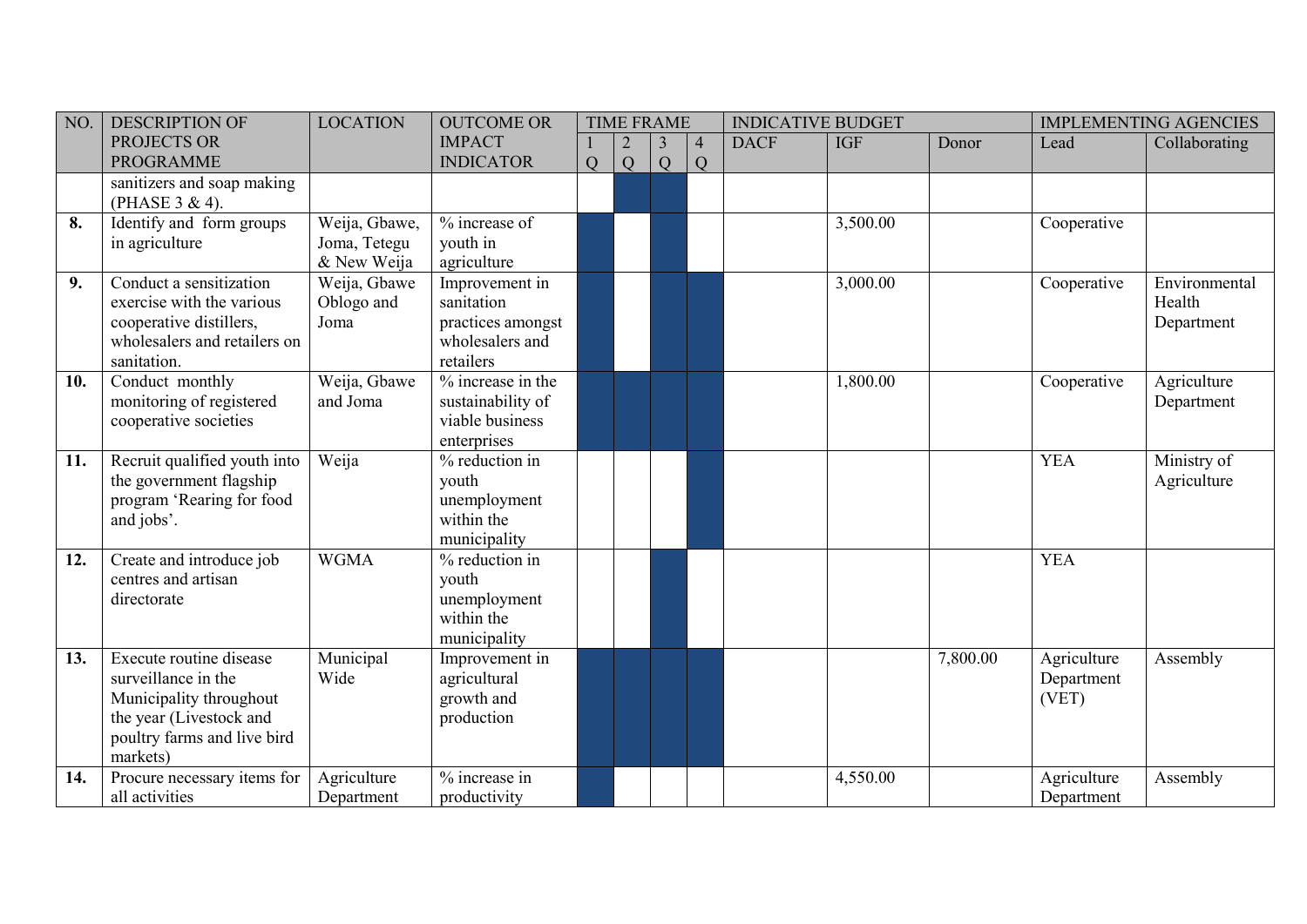| NO. | DESCRIPTION OF PROJECTS OR PROGRAMME | LOCATION | OUTCOME OR IMPACT INDICATOR | TIME FRAME | | | | INDICATIVE BUDGET | | | IMPLEMENTING AGENCIES | |
|---|---|---|---|---|---|---|---|---|---|---|---|---|
| | | | | 1 Q | 2 Q | 3 Q | 4 Q | DACF | IGF | Donor | Lead | Collaborating |
| | sanitizers and soap making (PHASE 3 & 4). | | | | ■ | ■ | | | | | | |
| **8.** | Identify and form groups in agriculture | Weija, Gbawe, Joma, Tetegu & New Weija | % increase of youth in agriculture | ■ | | ■ | | | 3,500.00 | | Cooperative | |
| **9.** | Conduct a sensitization exercise with the various cooperative distillers, wholesalers and retailers on sanitation. | Weija, Gbawe Oblogo and Joma | Improvement in sanitation practices amongst wholesalers and retailers | ■ | | ■ | ■ | | 3,000.00 | | Cooperative | Environmental Health Department |
| **10.** | Conduct monthly monitoring of registered cooperative societies | Weija, Gbawe and Joma | % increase in the sustainability of viable business enterprises | ■ | ■ | ■ | ■ | | 1,800.00 | | Cooperative | Agriculture Department |
| **11.** | Recruit qualified youth into the government flagship program 'Rearing for food and jobs'. | Weija | % reduction in youth unemployment within the municipality | | | | ■ | | | | YEA | Ministry of Agriculture |
| **12.** | Create and introduce job centres and artisan directorate | WGMA | % reduction in youth unemployment within the municipality | | | ■ | | | | | YEA | |
| **13.** | Execute routine disease surveillance in the Municipality throughout the year (Livestock and poultry farms and live bird markets) | Municipal Wide | Improvement in agricultural growth and production | ■ | ■ | ■ | ■ | | | 7,800.00 | Agriculture Department (VET) | Assembly |
| **14.** | Procure necessary items for all activities | Agriculture Department | % increase in productivity | ■ | | | | | 4,550.00 | | Agriculture Department | Assembly |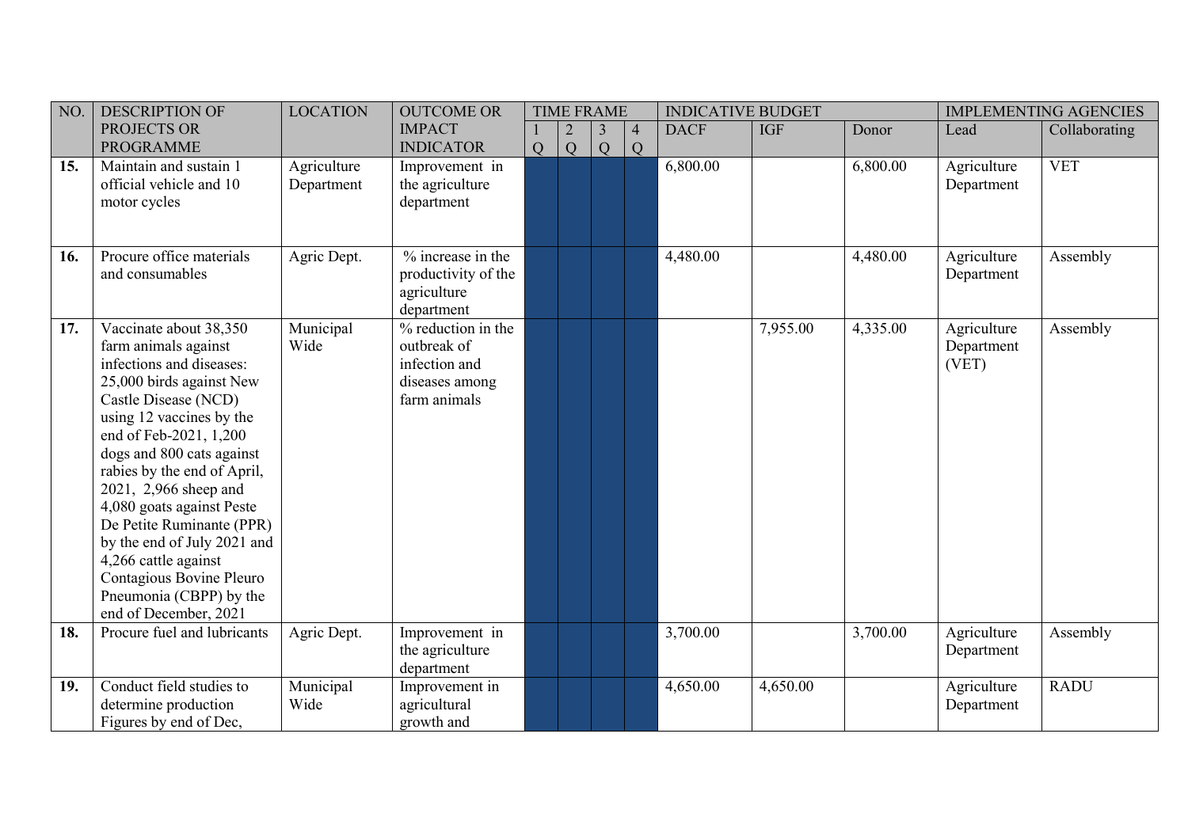| NO. | DESCRIPTION OF PROJECTS OR PROGRAMME | LOCATION | OUTCOME OR IMPACT INDICATOR | TIME FRAME | | | | INDICATIVE BUDGET | | | IMPLEMENTING AGENCIES | |
|---|---|---|---|---|---|---|---|---|---|---|---|---|
| | | | | 1 Q | 2 Q | 3 Q | 4 Q | DACF | IGF | Donor | Lead | Collaborating |
| **15.** | Maintain and sustain 1 official vehicle and 10 motor cycles | Agriculture Department | Improvement in the agriculture department | | | | | 6,800.00 | | 6,800.00 | Agriculture Department | VET |
| **16.** | Procure office materials and consumables | Agric Dept. | % increase in the productivity of the agriculture department | | | | | 4,480.00 | | 4,480.00 | Agriculture Department | Assembly |
| **17.** | Vaccinate about 38,350 farm animals against infections and diseases: 25,000 birds against New Castle Disease (NCD) using 12 vaccines by the end of Feb-2021, 1,200 dogs and 800 cats against rabies by the end of April, 2021, 2,966 sheep and 4,080 goats against Peste De Petite Ruminante (PPR) by the end of July 2021 and 4,266 cattle against Contagious Bovine Pleuro Pneumonia (CBPP) by the end of December, 2021 | Municipal Wide | % reduction in the outbreak of infection and diseases among farm animals | | | | | | 7,955.00 | 4,335.00 | Agriculture Department (VET) | Assembly |
| **18.** | Procure fuel and lubricants | Agric Dept. | Improvement in the agriculture department | | | | | 3,700.00 | | 3,700.00 | Agriculture Department | Assembly |
| **19.** | Conduct field studies to determine production Figures by end of Dec, | Municipal Wide | Improvement in agricultural growth and | | | | | 4,650.00 | 4,650.00 | | Agriculture Department | RADU |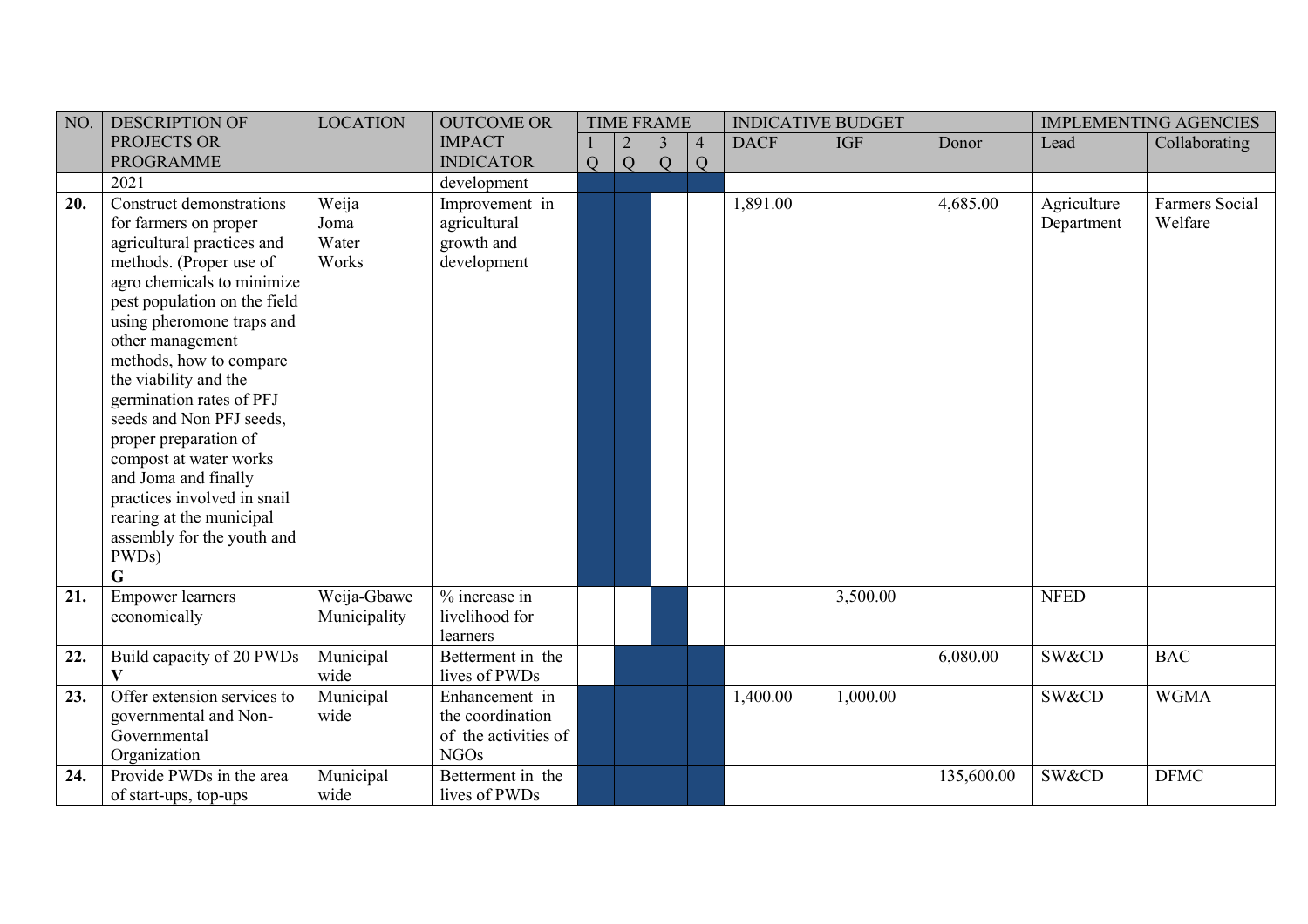| NO. | DESCRIPTION OF PROJECTS OR PROGRAMME | LOCATION | OUTCOME OR IMPACT INDICATOR | TIME FRAME | | | | INDICATIVE BUDGET | | | IMPLEMENTING AGENCIES | |
|---|---|---|---|---|---|---|---|---|---|---|---|---|
| | | | | 1 Q | 2 Q | 3 Q | 4 Q | DACF | IGF | Donor | Lead | Collaborating |
| | 2021 | | development | | | | | | | | | |
| **20.** | Construct demonstrations for farmers on proper agricultural practices and methods. (Proper use of agro chemicals to minimize pest population on the field using pheromone traps and other management methods, how to compare the viability and the germination rates of PFJ seeds and Non PFJ seeds, proper preparation of compost at water works and Joma and finally practices involved in snail rearing at the municipal assembly for the youth and PWDs) **G** | Weija Joma Water Works | Improvement in agricultural growth and development | | | | | 1,891.00 | | 4,685.00 | Agriculture Department | Farmers Social Welfare |
| **21.** | Empower learners economically | Weija-Gbawe Municipality | % increase in livelihood for learners | | | | | | 3,500.00 | | NFED | |
| **22.** | Build capacity of 20 PWDs **V** | Municipal wide | Betterment in the lives of PWDs | | | | | | | 6,080.00 | SW&CD | BAC |
| **23.** | Offer extension services to governmental and Non-Governmental Organization | Municipal wide | Enhancement in the coordination of the activities of NGOs | | | | | 1,400.00 | 1,000.00 | | SW&CD | WGMA |
| **24.** | Provide PWDs in the area of start-ups, top-ups | Municipal wide | Betterment in the lives of PWDs | | | | | | | 135,600.00 | SW&CD | DFMC |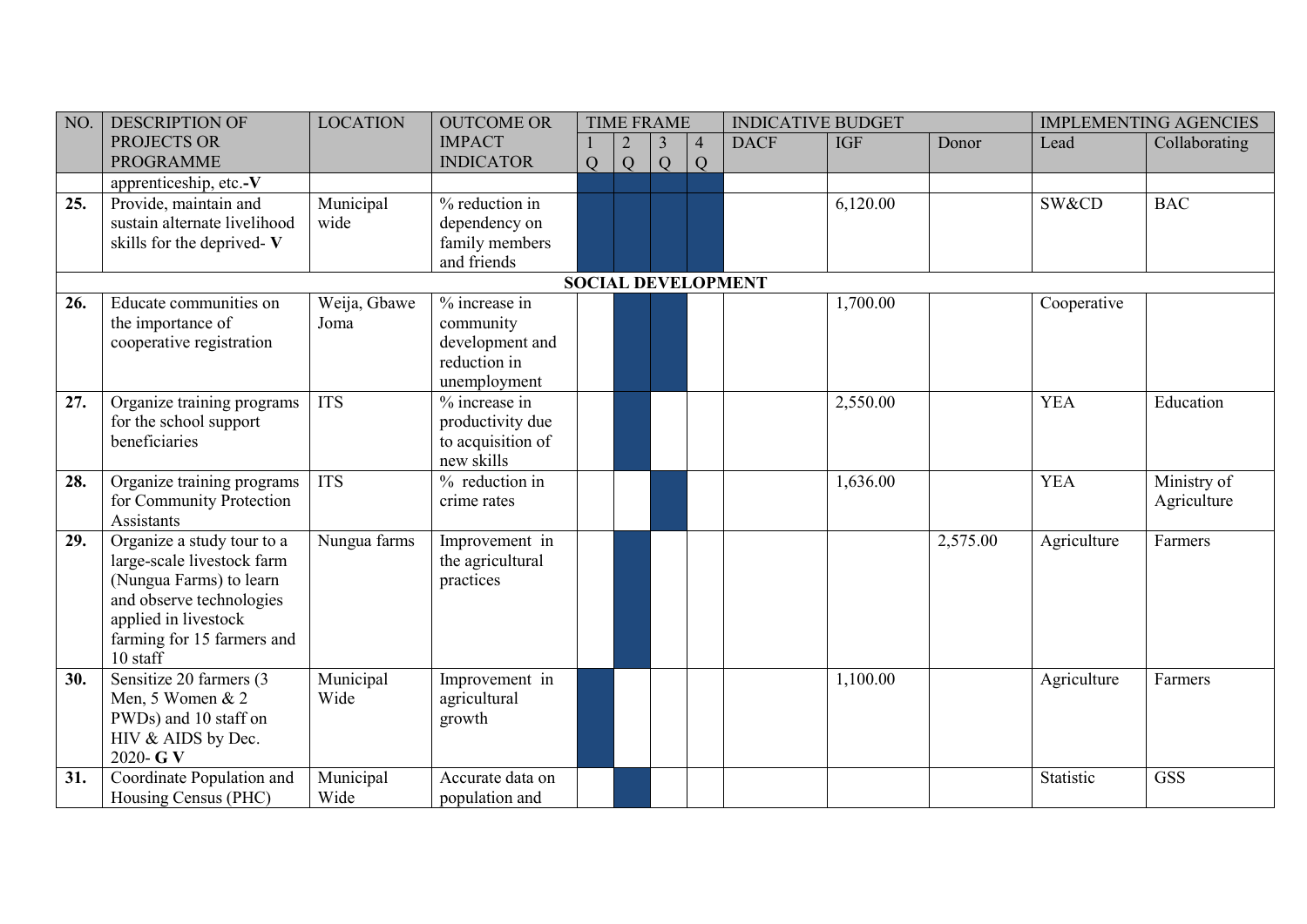| NO. | DESCRIPTION OF PROJECTS OR PROGRAMME | LOCATION | OUTCOME OR IMPACT INDICATOR | TIME FRAME | | | | INDICATIVE BUDGET | | | IMPLEMENTING AGENCIES | |
|---|---|---|---|---|---|---|---|---|---|---|---|---|
| | | | | 1 Q | 2 Q | 3 Q | 4 Q | DACF | IGF | Donor | Lead | Collaborating |
| | apprenticeship, etc.-**V** | | | X | X | X | X | | | | | |
| **25.** | Provide, maintain and sustain alternate livelihood skills for the deprived- **V** | Municipal wide | % reduction in dependency on family members and friends | X | X | X | X | | 6,120.00 | | SW&CD | BAC |
| **SOCIAL DEVELOPMENT** | | | | | | | | | | | | |
| **26.** | Educate communities on the importance of cooperative registration | Weija, Gbawe Joma | % increase in community development and reduction in unemployment | | X | X | | | 1,700.00 | | Cooperative | |
| **27.** | Organize training programs for the school support beneficiaries | ITS | % increase in productivity due to acquisition of new skills | | X | | | | 2,550.00 | | YEA | Education |
| **28.** | Organize training programs for Community Protection Assistants | ITS | % reduction in crime rates | | | X | | | 1,636.00 | | YEA | Ministry of Agriculture |
| **29.** | Organize a study tour to a large-scale livestock farm (Nungua Farms) to learn and observe technologies applied in livestock farming for 15 farmers and 10 staff | Nungua farms | Improvement in the agricultural practices | | X | | | | | 2,575.00 | Agriculture | Farmers |
| **30.** | Sensitize 20 farmers (3 Men, 5 Women & 2 PWDs) and 10 staff on HIV & AIDS by Dec. 2020- **G V** | Municipal Wide | Improvement in agricultural growth | X | | | | | 1,100.00 | | Agriculture | Farmers |
| **31.** | Coordinate Population and Housing Census (PHC) | Municipal Wide | Accurate data on population and | | X | | | | | | Statistic | GSS |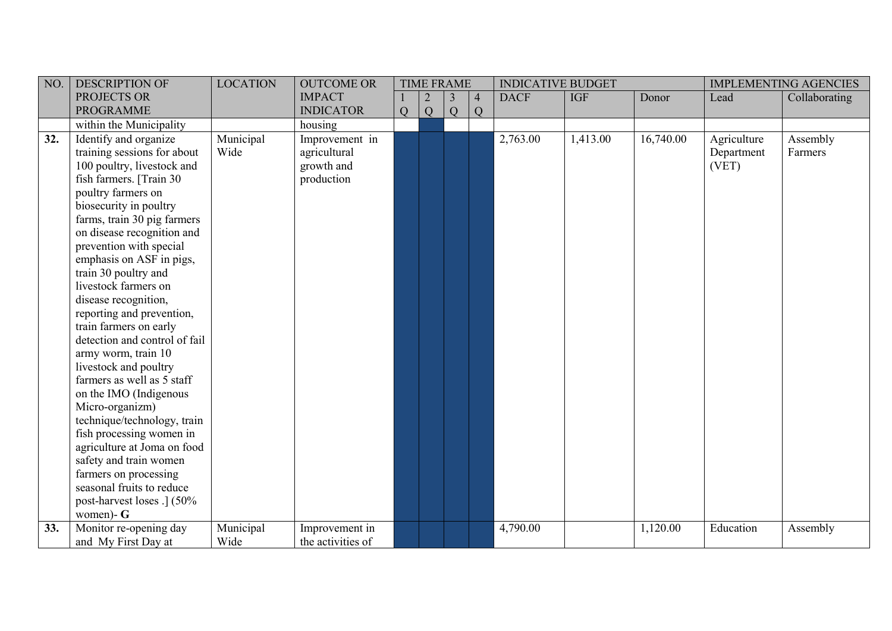| NO. | DESCRIPTION OF PROJECTS OR PROGRAMME | LOCATION | OUTCOME OR IMPACT INDICATOR | TIME FRAME | | | | INDICATIVE BUDGET | | | IMPLEMENTING AGENCIES | |
|---|---|---|---|---|---|---|---|---|---|---|---|---|
| | | | | 1 Q | 2 Q | 3 Q | 4 Q | DACF | IGF | Donor | Lead | Collaborating |
| | within the Municipality | | housing | | | | | | | | | |
| **32.** | Identify and organize training sessions for about 100 poultry, livestock and fish farmers. [Train 30 poultry farmers on biosecurity in poultry farms, train 30 pig farmers on disease recognition and prevention with special emphasis on ASF in pigs, train 30 poultry and livestock farmers on disease recognition, reporting and prevention, train farmers on early detection and control of fail army worm, train 10 livestock and poultry farmers as well as 5 staff on the IMO (Indigenous Micro-organizm) technique/technology, train fish processing women in agriculture at Joma on food safety and train women farmers on processing seasonal fruits to reduce post-harvest loses .] (50% women)- **G** | Municipal Wide | Improvement in agricultural growth and production | | | | | 2,763.00 | 1,413.00 | 16,740.00 | Agriculture Department (VET) | Assembly Farmers |
| **33.** | Monitor re-opening day and My First Day at | Municipal Wide | Improvement in the activities of | | | | | 4,790.00 | | 1,120.00 | Education | Assembly |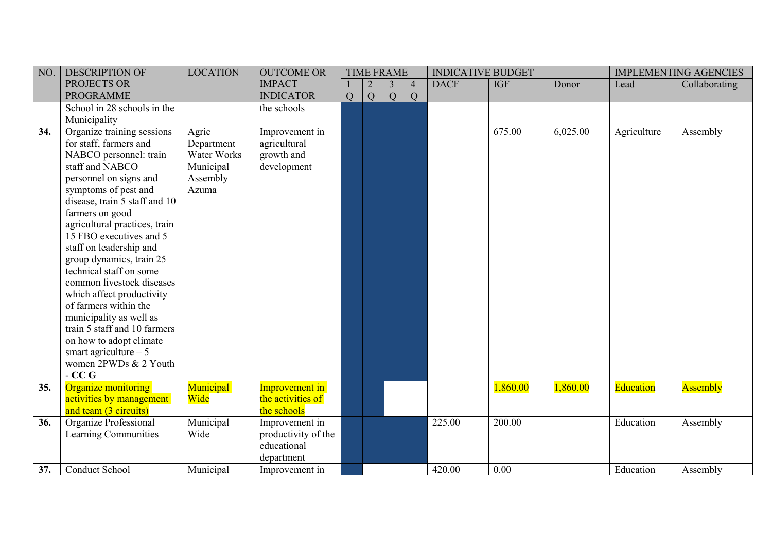| NO. | DESCRIPTION OF PROJECTS OR PROGRAMME | LOCATION | OUTCOME OR IMPACT INDICATOR | TIME FRAME | | | | INDICATIVE BUDGET | | | IMPLEMENTING AGENCIES | |
|---|---|---|---|---|---|---|---|---|---|---|---|---|
| | | | | 1 Q | 2 Q | 3 Q | 4 Q | DACF | IGF | Donor | Lead | Collaborating |
| | School in 28 schools in the Municipality | | the schools | | | | | | | | | |
| **34.** | Organize training sessions for staff, farmers and NABCO personnel: train staff and NABCO personnel on signs and symptoms of pest and disease, train 5 staff and 10 farmers on good agricultural practices, train 15 FBO executives and 5 staff on leadership and group dynamics, train 25 technical staff on some common livestock diseases which affect productivity of farmers within the municipality as well as train 5 staff and 10 farmers on how to adopt climate smart agriculture – 5 women 2PWDs & 2 Youth - **CC G** | Agric Department Water Works Municipal Assembly Azuma | Improvement in agricultural growth and development | | | | | | 675.00 | 6,025.00 | Agriculture | Assembly |
| **35.** | Organize monitoring activities by management and team (3 circuits) | Municipal Wide | Improvement in the activities of the schools | | | | | | 1,860.00 | 1,860.00 | Education | Assembly |
| **36.** | Organize Professional Learning Communities | Municipal Wide | Improvement in productivity of the educational department | | | | | 225.00 | 200.00 | | Education | Assembly |
| **37.** | Conduct School | Municipal | Improvement in | | | | | 420.00 | 0.00 | | Education | Assembly |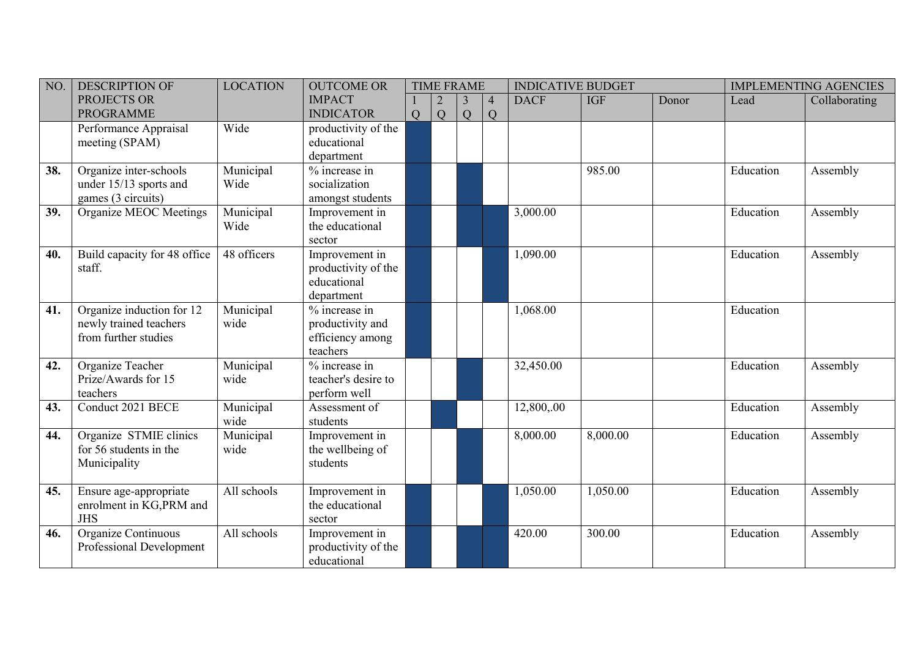| NO. | DESCRIPTION OF PROJECTS OR PROGRAMME | LOCATION | OUTCOME OR IMPACT INDICATOR | TIME FRAME | | | | INDICATIVE BUDGET | | | IMPLEMENTING AGENCIES | |
|---|---|---|---|---|---|---|---|---|---|---|---|---|
| | | | | 1 Q | 2 Q | 3 Q | 4 Q | DACF | IGF | Donor | Lead | Collaborating |
| | Performance Appraisal meeting (SPAM) | Wide | productivity of the educational department | ■ | | | | | | | | |
| **38.** | Organize inter-schools under 15/13 sports and games (3 circuits) | Municipal Wide | % increase in socialization amongst students | ■ | | ■ | | | 985.00 | | Education | Assembly |
| **39.** | Organize MEOC Meetings | Municipal Wide | Improvement in the educational sector | ■ | | ■ | ■ | 3,000.00 | | | Education | Assembly |
| **40.** | Build capacity for 48 office staff. | 48 officers | Improvement in productivity of the educational department | ■ | | | ■ | 1,090.00 | | | Education | Assembly |
| **41.** | Organize induction for 12 newly trained teachers from further studies | Municipal wide | % increase in productivity and efficiency among teachers | ■ | | | | 1,068.00 | | | Education | |
| **42.** | Organize Teacher Prize/Awards for 15 teachers | Municipal wide | % increase in teacher's desire to perform well | | | ■ | | 32,450.00 | | | Education | Assembly |
| **43.** | Conduct 2021 BECE | Municipal wide | Assessment of students | | ■ | | | 12,800,.00 | | | Education | Assembly |
| **44.** | Organize STMIE clinics for 56 students in the Municipality | Municipal wide | Improvement in the wellbeing of students | | | ■ | | 8,000.00 | 8,000.00 | | Education | Assembly |
| **45.** | Ensure age-appropriate enrolment in KG,PRM and JHS | All schools | Improvement in the educational sector | ■ | | | ■ | 1,050.00 | 1,050.00 | | Education | Assembly |
| **46.** | Organize Continuous Professional Development | All schools | Improvement in productivity of the educational | ■ | | ■ | ■ | 420.00 | 300.00 | | Education | Assembly |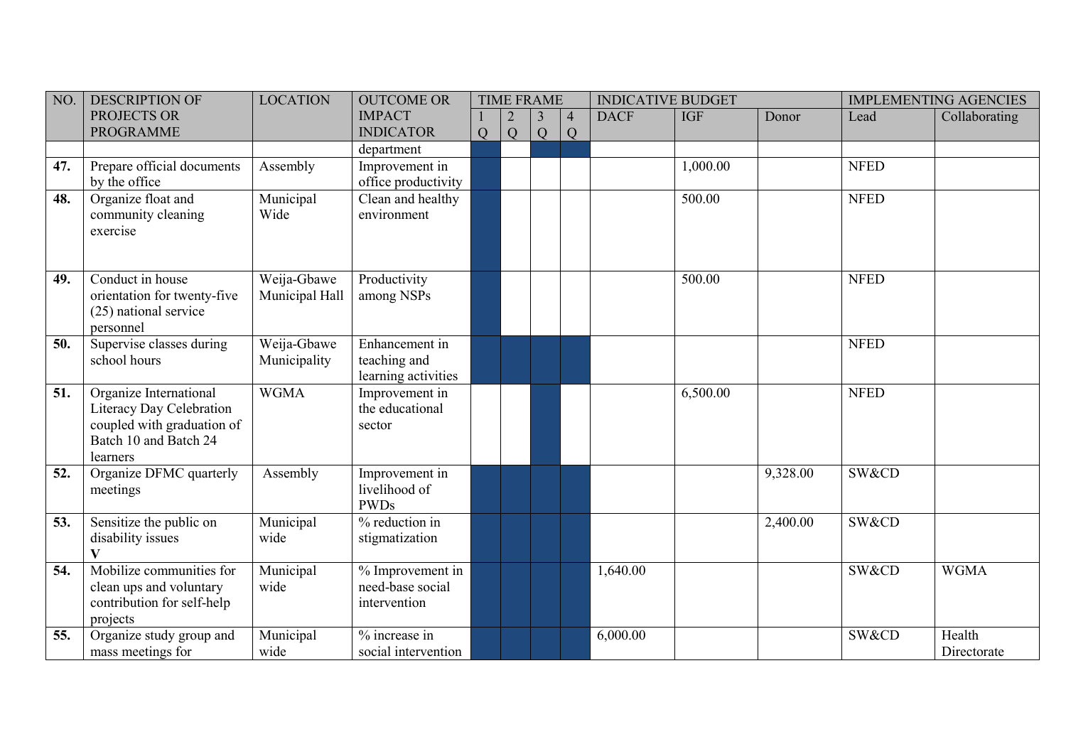| NO. | DESCRIPTION OF PROJECTS OR PROGRAMME | LOCATION | OUTCOME OR IMPACT INDICATOR | TIME FRAME | | | | INDICATIVE BUDGET | | | IMPLEMENTING AGENCIES | |
|---|---|---|---|---|---|---|---|---|---|---|---|---|
| | | | | 1 Q | 2 Q | 3 Q | 4 Q | DACF | IGF | Donor | Lead | Collaborating |
| | | | department | ■ | | ■ | ■ | | | | | |
| **47.** | Prepare official documents by the office | Assembly | Improvement in office productivity | ■ | | | | | 1,000.00 | | NFED | |
| **48.** | Organize float and community cleaning exercise | Municipal Wide | Clean and healthy environment | ■ | | | | | 500.00 | | NFED | |
| **49.** | Conduct in house orientation for twenty-five (25) national service personnel | Weija-Gbawe Municipal Hall | Productivity among NSPs | ■ | | | | | 500.00 | | NFED | |
| **50.** | Supervise classes during school hours | Weija-Gbawe Municipality | Enhancement in teaching and learning activities | ■ | ■ | ■ | ■ | | | | NFED | |
| **51.** | Organize International Literacy Day Celebration coupled with graduation of Batch 10 and Batch 24 learners | WGMA | Improvement in the educational sector | | | ■ | | | 6,500.00 | | NFED | |
| **52.** | Organize DFMC quarterly meetings | Assembly | Improvement in livelihood of PWDs | ■ | ■ | ■ | ■ | | | 9,328.00 | SW&CD | |
| **53.** | Sensitize the public on disability issues **V** | Municipal wide | % reduction in stigmatization | ■ | ■ | ■ | ■ | | | 2,400.00 | SW&CD | |
| **54.** | Mobilize communities for clean ups and voluntary contribution for self-help projects | Municipal wide | % Improvement in need-base social intervention | ■ | ■ | ■ | ■ | 1,640.00 | | | SW&CD | WGMA |
| **55.** | Organize study group and mass meetings for | Municipal wide | % increase in social intervention | ■ | ■ | ■ | ■ | 6,000.00 | | | SW&CD | Health Directorate |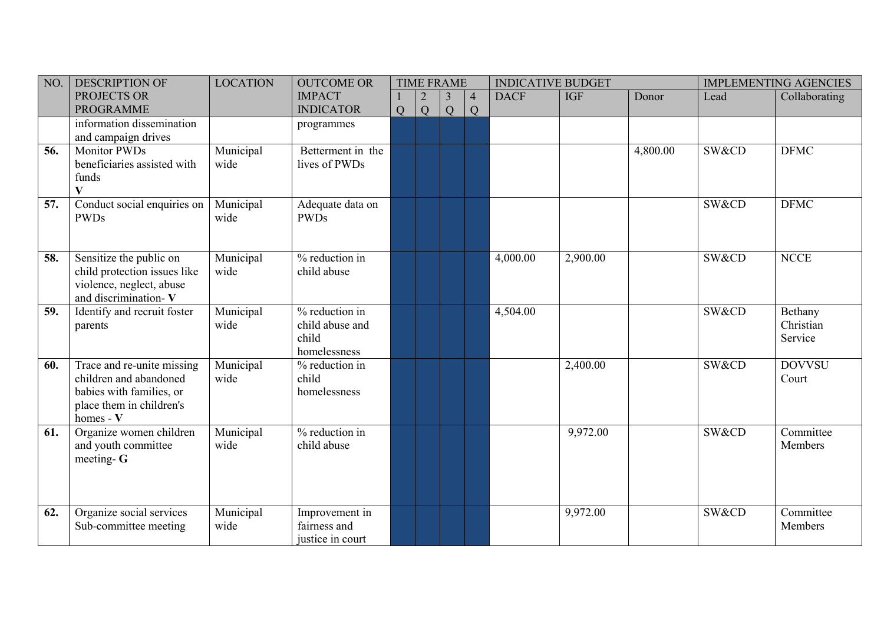| NO. | DESCRIPTION OF PROJECTS OR PROGRAMME | LOCATION | OUTCOME OR IMPACT INDICATOR | TIME FRAME | | | | INDICATIVE BUDGET | | | IMPLEMENTING AGENCIES | |
|---|---|---|---|---|---|---|---|---|---|---|---|---|
| | | | | 1 Q | 2 Q | 3 Q | 4 Q | DACF | IGF | Donor | Lead | Collaborating |
| | information dissemination and campaign drives | | programmes | | | | | | | | | |
| **56.** | Monitor PWDs beneficiaries assisted with funds **V** | Municipal wide | Betterment in the lives of PWDs | | | | | | | 4,800.00 | SW&CD | DFMC |
| **57.** | Conduct social enquiries on PWDs | Municipal wide | Adequate data on PWDs | | | | | | | | SW&CD | DFMC |
| **58.** | Sensitize the public on child protection issues like violence, neglect, abuse and discrimination- **V** | Municipal wide | % reduction in child abuse | | | | | 4,000.00 | 2,900.00 | | SW&CD | NCCE |
| **59.** | Identify and recruit foster parents | Municipal wide | % reduction in child abuse and child homelessness | | | | | 4,504.00 | | | SW&CD | Bethany Christian Service |
| **60.** | Trace and re-unite missing children and abandoned babies with families, or place them in children's homes - **V** | Municipal wide | % reduction in child homelessness | | | | | | 2,400.00 | | SW&CD | DOVVSU Court |
| **61.** | Organize women children and youth committee meeting- **G** | Municipal wide | % reduction in child abuse | | | | | | 9,972.00 | | SW&CD | Committee Members |
| **62.** | Organize social services Sub-committee meeting | Municipal wide | Improvement in fairness and justice in court | | | | | | 9,972.00 | | SW&CD | Committee Members |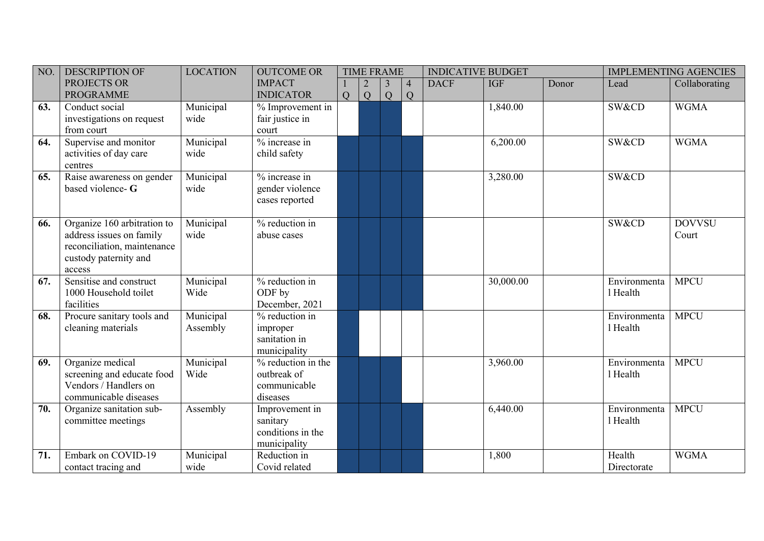| NO. | DESCRIPTION OF PROJECTS OR PROGRAMME | LOCATION | OUTCOME OR IMPACT INDICATOR | TIME FRAME | | | | INDICATIVE BUDGET | | | IMPLEMENTING AGENCIES | |
|---|---|---|---|---|---|---|---|---|---|---|---|---|
| | | | | 1 Q | 2 Q | 3 Q | 4 Q | DACF | IGF | Donor | Lead | Collaborating |
| **63.** | Conduct social investigations on request from court | Municipal wide | % Improvement in fair justice in court | | ■ | ■ | | | 1,840.00 | | SW&CD | WGMA |
| **64.** | Supervise and monitor activities of day care centres | Municipal wide | % increase in child safety | ■ | ■ | ■ | ■ | | 6,200.00 | | SW&CD | WGMA |
| **65.** | Raise awareness on gender based violence- **G** | Municipal wide | % increase in gender violence cases reported | ■ | ■ | ■ | ■ | | 3,280.00 | | SW&CD | |
| **66.** | Organize 160 arbitration to address issues on family reconciliation, maintenance custody paternity and access | Municipal wide | % reduction in abuse cases | ■ | ■ | ■ | ■ | | | | SW&CD | DOVVSU Court |
| **67.** | Sensitise and construct 1000 Household toilet facilities | Municipal Wide | % reduction in ODF by December, 2021 | ■ | ■ | ■ | ■ | | 30,000.00 | | Environmental Health | MPCU |
| **68.** | Procure sanitary tools and cleaning materials | Municipal Assembly | % reduction in improper sanitation in municipality | ■ | | | | | | | Environmental Health | MPCU |
| **69.** | Organize medical screening and educate food Vendors / Handlers on communicable diseases | Municipal Wide | % reduction in the outbreak of communicable diseases | ■ | ■ | ■ | | | 3,960.00 | | Environmental Health | MPCU |
| **70.** | Organize sanitation sub-committee meetings | Assembly | Improvement in sanitary conditions in the municipality | ■ | ■ | ■ | ■ | | 6,440.00 | | Environmental Health | MPCU |
| **71.** | Embark on COVID-19 contact tracing and | Municipal wide | Reduction in Covid related | ■ | ■ | ■ | ■ | | 1,800 | | Health Directorate | WGMA |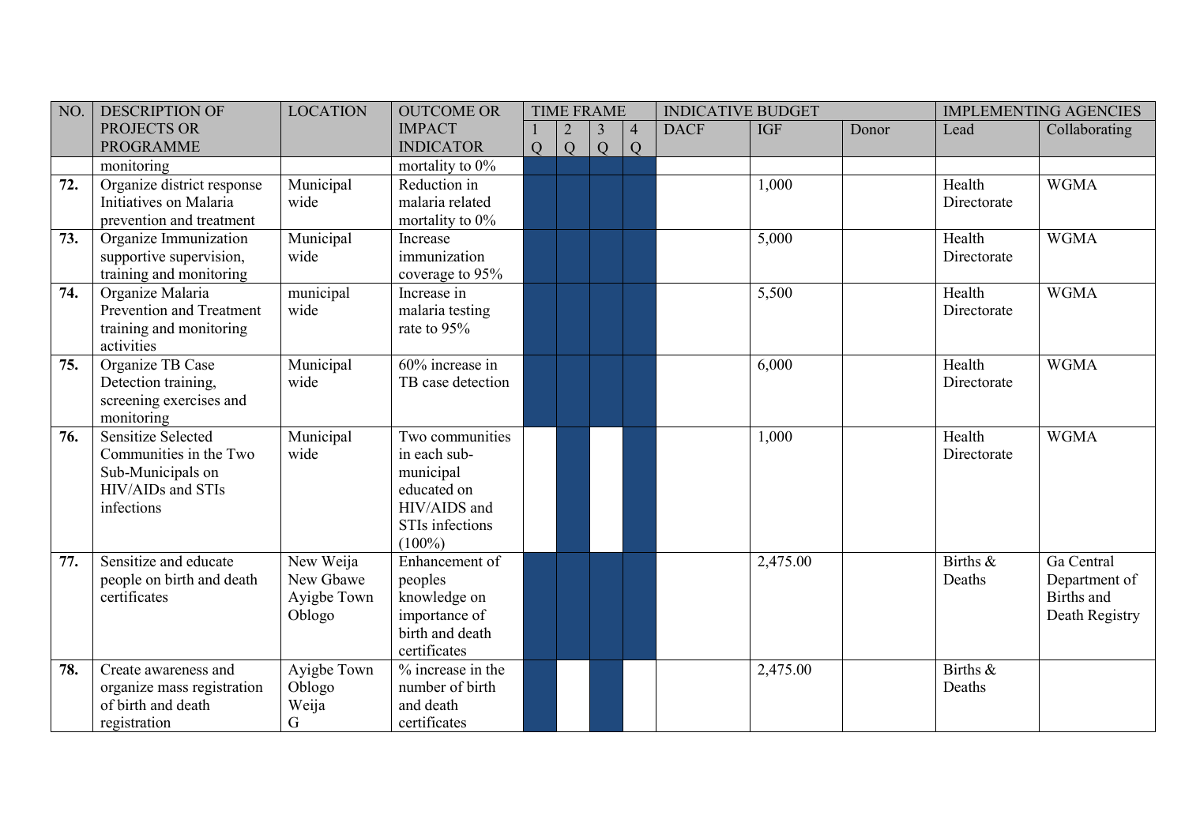| NO. | DESCRIPTION OF PROJECTS OR PROGRAMME | LOCATION | OUTCOME OR IMPACT INDICATOR | TIME FRAME | | | | INDICATIVE BUDGET | | | IMPLEMENTING AGENCIES | |
|---|---|---|---|---|---|---|---|---|---|---|---|---|
| | | | | 1 Q | 2 Q | 3 Q | 4 Q | DACF | IGF | Donor | Lead | Collaborating |
| | monitoring | | mortality to 0% | | | | | | | | | |
| **72.** | Organize district response Initiatives on Malaria prevention and treatment | Municipal wide | Reduction in malaria related mortality to 0% | | | | | | 1,000 | | Health Directorate | WGMA |
| **73.** | Organize Immunization supportive supervision, training and monitoring | Municipal wide | Increase immunization coverage to 95% | | | | | | 5,000 | | Health Directorate | WGMA |
| **74.** | Organize Malaria Prevention and Treatment training and monitoring activities | municipal wide | Increase in malaria testing rate to 95% | | | | | | 5,500 | | Health Directorate | WGMA |
| **75.** | Organize TB Case Detection training, screening exercises and monitoring | Municipal wide | 60% increase in TB case detection | | | | | | 6,000 | | Health Directorate | WGMA |
| **76.** | Sensitize Selected Communities in the Two Sub-Municipals on HIV/AIDs and STIs infections | Municipal wide | Two communities in each sub-municipal educated on HIV/AIDS and STIs infections (100%) | | | | | | 1,000 | | Health Directorate | WGMA |
| **77.** | Sensitize and educate people on birth and death certificates | New Weija New Gbawe Ayigbe Town Oblogo | Enhancement of peoples knowledge on importance of birth and death certificates | | | | | | 2,475.00 | | Births & Deaths | Ga Central Department of Births and Death Registry |
| **78.** | Create awareness and organize mass registration of birth and death registration | Ayigbe Town Oblogo Weija G | % increase in the number of birth and death certificates | | | | | | 2,475.00 | | Births & Deaths | |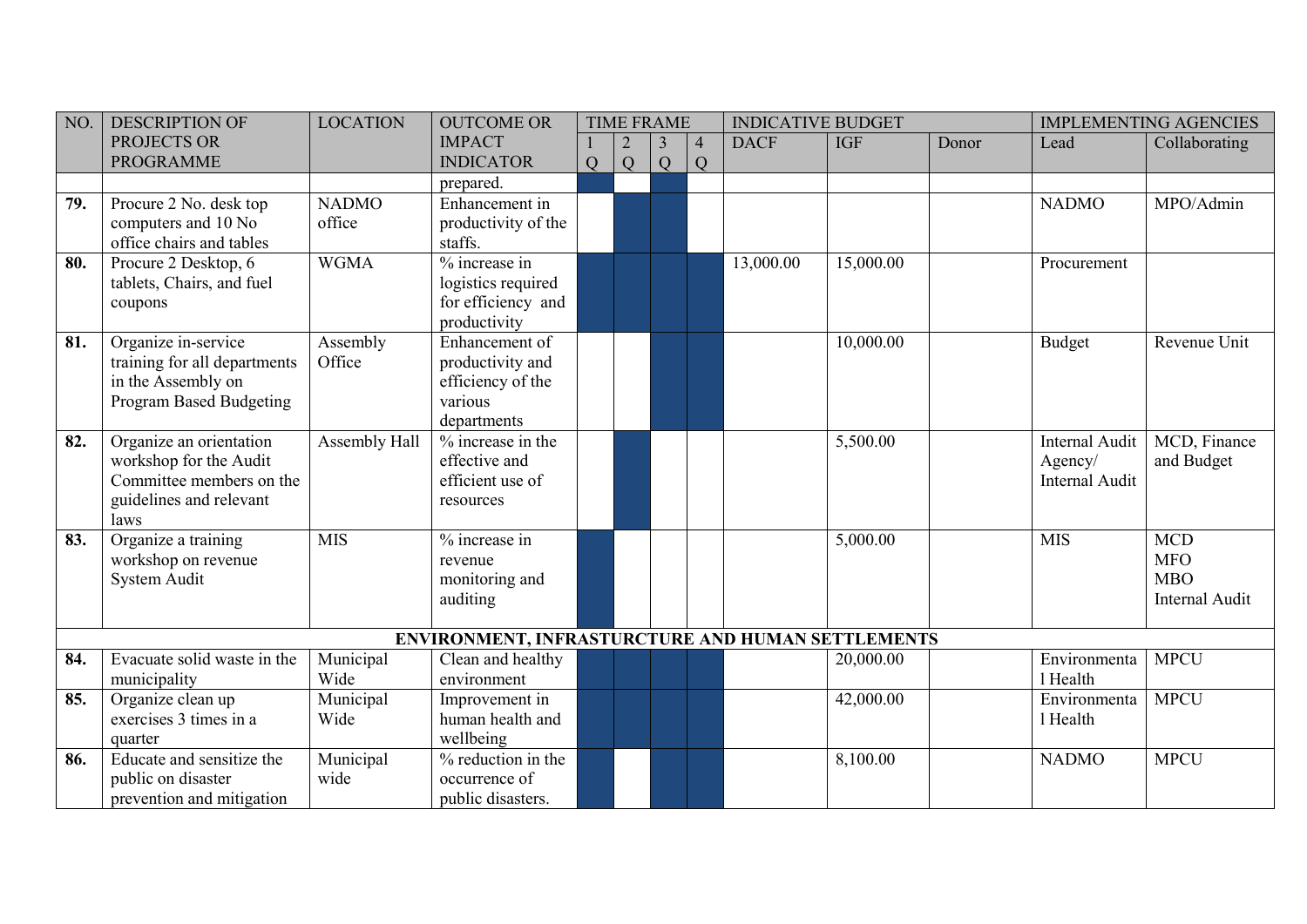| NO. | DESCRIPTION OF PROJECTS OR PROGRAMME | LOCATION | OUTCOME OR IMPACT INDICATOR | TIME FRAME | | | | INDICATIVE BUDGET | | | IMPLEMENTING AGENCIES | |
|---|---|---|---|---|---|---|---|---|---|---|---|---|
| | | | | 1 Q | 2 Q | 3 Q | 4 Q | DACF | IGF | Donor | Lead | Collaborating |
| | | | prepared. | X | | X | | | | | | |
| **79.** | Procure 2 No. desk top computers and 10 No office chairs and tables | NADMO office | Enhancement in productivity of the staffs. | | X | X | | | | | NADMO | MPO/Admin |
| **80.** | Procure 2 Desktop, 6 tablets, Chairs, and fuel coupons | WGMA | % increase in logistics required for efficiency and productivity | X | X | X | X | 13,000.00 | 15,000.00 | | Procurement | |
| **81.** | Organize in-service training for all departments in the Assembly on Program Based Budgeting | Assembly Office | Enhancement of productivity and efficiency of the various departments | | | X | X | | 10,000.00 | | Budget | Revenue Unit |
| **82.** | Organize an orientation workshop for the Audit Committee members on the guidelines and relevant laws | Assembly Hall | % increase in the effective and efficient use of resources | | X | | | | 5,500.00 | | Internal Audit Agency/ Internal Audit | MCD, Finance and Budget |
| **83.** | Organize a training workshop on revenue System Audit | MIS | % increase in revenue monitoring and auditing | X | | | | | 5,000.00 | | MIS | MCD MFO MBO Internal Audit |
| | **ENVIRONMENT, INFRASTURCTURE AND HUMAN SETTLEMENTS** | | | | | | | | | | | |
| **84.** | Evacuate solid waste in the municipality | Municipal Wide | Clean and healthy environment | X | X | X | X | | 20,000.00 | | Environmental Health | MPCU |
| **85.** | Organize clean up exercises 3 times in a quarter | Municipal Wide | Improvement in human health and wellbeing | X | X | X | X | | 42,000.00 | | Environmental Health | MPCU |
| **86.** | Educate and sensitize the public on disaster prevention and mitigation | Municipal wide | % reduction in the occurrence of public disasters. | X | | X | X | | 8,100.00 | | NADMO | MPCU |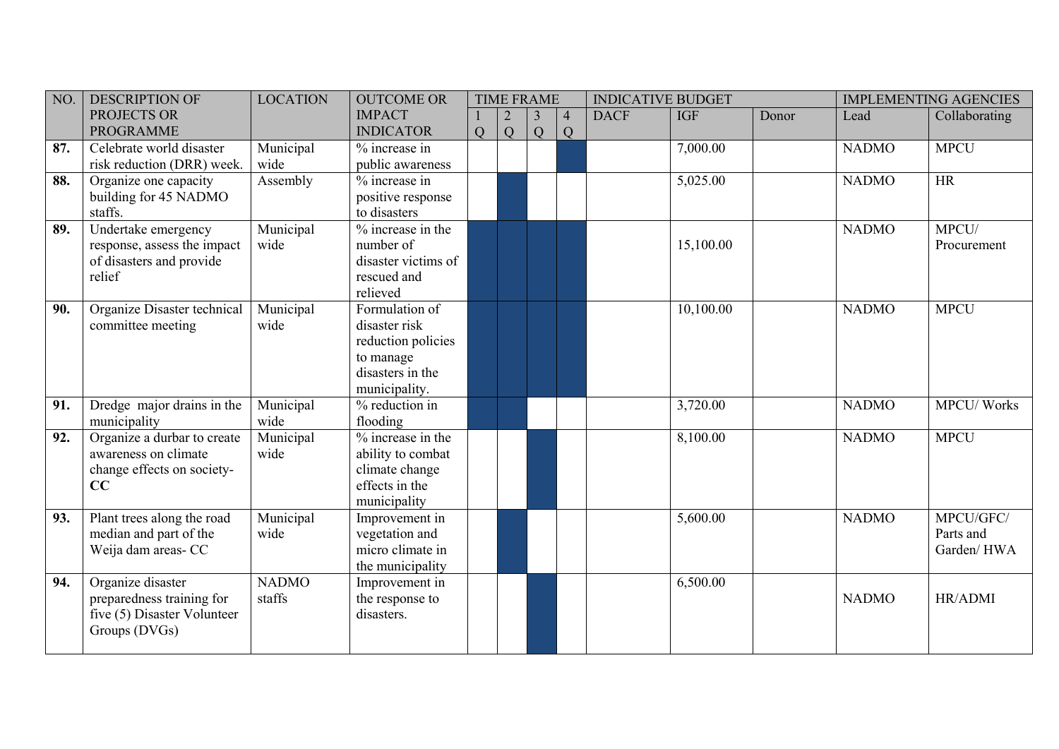| NO. | DESCRIPTION OF PROJECTS OR PROGRAMME | LOCATION | OUTCOME OR IMPACT INDICATOR | TIME FRAME | | | | INDICATIVE BUDGET | | | IMPLEMENTING AGENCIES | |
|---|---|---|---|---|---|---|---|---|---|---|---|---|
| | | | | 1 Q | 2 Q | 3 Q | 4 Q | DACF | IGF | Donor | Lead | Collaborating |
| **87.** | Celebrate world disaster risk reduction (DRR) week. | Municipal wide | % increase in public awareness | | | | ■ | | 7,000.00 | | NADMO | MPCU |
| **88.** | Organize one capacity building for 45 NADMO staffs. | Assembly | % increase in positive response to disasters | | ■ | | | | 5,025.00 | | NADMO | HR |
| **89.** | Undertake emergency response, assess the impact of disasters and provide relief | Municipal wide | % increase in the number of disaster victims of rescued and relieved | ■ | ■ | ■ | ■ | | 15,100.00 | | NADMO | MPCU/ Procurement |
| **90.** | Organize Disaster technical committee meeting | Municipal wide | Formulation of disaster risk reduction policies to manage disasters in the municipality. | ■ | ■ | ■ | ■ | | 10,100.00 | | NADMO | MPCU |
| **91.** | Dredge major drains in the municipality | Municipal wide | % reduction in flooding | ■ | ■ | | | | 3,720.00 | | NADMO | MPCU/ Works |
| **92.** | Organize a durbar to create awareness on climate change effects on society- **CC** | Municipal wide | % increase in the ability to combat climate change effects in the municipality | | | ■ | | | 8,100.00 | | NADMO | MPCU |
| **93.** | Plant trees along the road median and part of the Weija dam areas- CC | Municipal wide | Improvement in vegetation and micro climate in the municipality | | ■ | | | | 5,600.00 | | NADMO | MPCU/GFC/ Parts and Garden/ HWA |
| **94.** | Organize disaster preparedness training for five (5) Disaster Volunteer Groups (DVGs) | NADMO staffs | Improvement in the response to disasters. | | | ■ | | | 6,500.00 | | NADMO | HR/ADMI |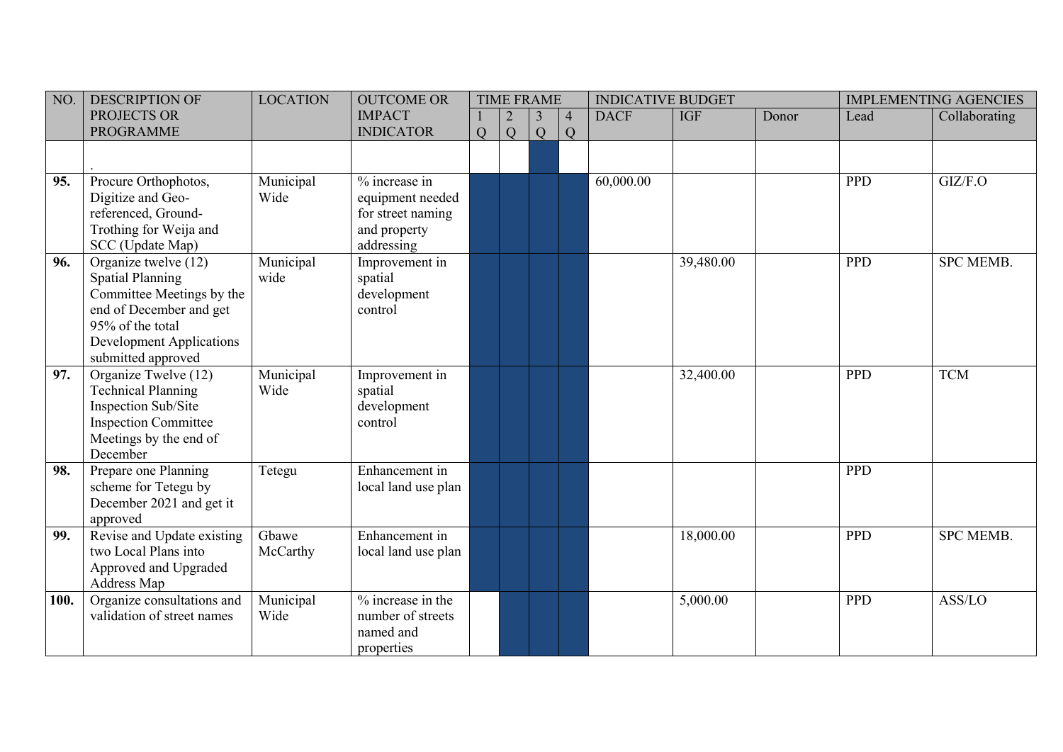| NO. | DESCRIPTION OF PROJECTS OR PROGRAMME | LOCATION | OUTCOME OR IMPACT INDICATOR | TIME FRAME | | | | INDICATIVE BUDGET | | | IMPLEMENTING AGENCIES | |
|---|---|---|---|---|---|---|---|---|---|---|---|---|
| | | | | 1 Q | 2 Q | 3 Q | 4 Q | DACF | IGF | Donor | Lead | Collaborating |
| | . | | | | | | | | | | | |
| **95.** | Procure Orthophotos, Digitize and Geo-referenced, Ground-Trothing for Weija and SCC (Update Map) | Municipal Wide | % increase in equipment needed for street naming and property addressing | | | | | 60,000.00 | | | PPD | GIZ/F.O |
| **96.** | Organize twelve (12) Spatial Planning Committee Meetings by the end of December and get 95% of the total Development Applications submitted approved | Municipal wide | Improvement in spatial development control | | | | | | 39,480.00 | | PPD | SPC MEMB. |
| **97.** | Organize Twelve (12) Technical Planning Inspection Sub/Site Inspection Committee Meetings by the end of December | Municipal Wide | Improvement in spatial development control | | | | | | 32,400.00 | | PPD | TCM |
| **98.** | Prepare one Planning scheme for Tetegu by December 2021 and get it approved | Tetegu | Enhancement in local land use plan | | | | | | | | PPD | |
| **99.** | Revise and Update existing two Local Plans into Approved and Upgraded Address Map | Gbawe McCarthy | Enhancement in local land use plan | | | | | | 18,000.00 | | PPD | SPC MEMB. |
| **100.** | Organize consultations and validation of street names | Municipal Wide | % increase in the number of streets named and properties | | | | | | 5,000.00 | | PPD | ASS/LO |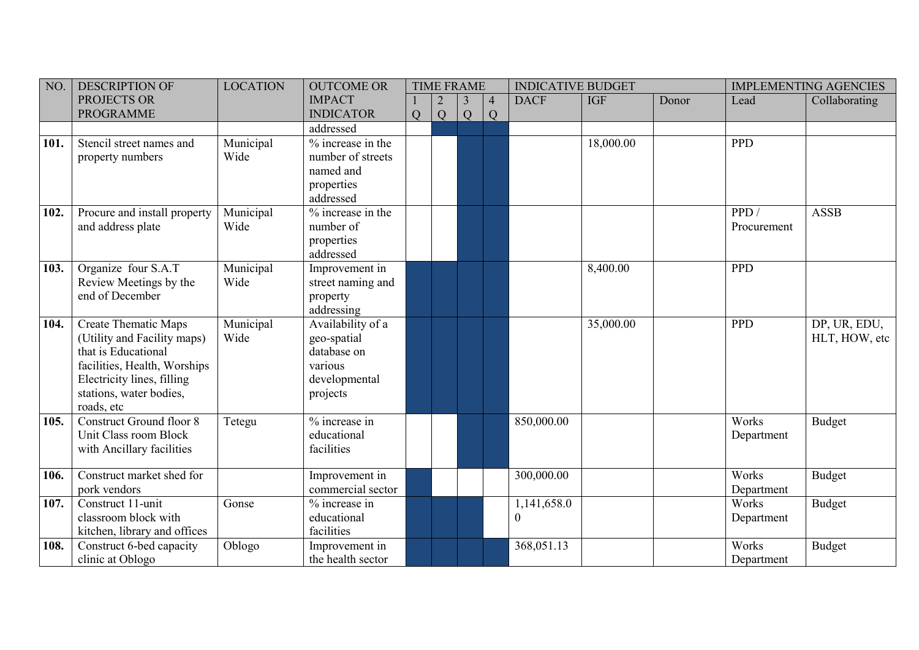| NO. | DESCRIPTION OF PROJECTS OR PROGRAMME | LOCATION | OUTCOME OR IMPACT INDICATOR | TIME FRAME | | | | INDICATIVE BUDGET | | | IMPLEMENTING AGENCIES | |
|---|---|---|---|---|---|---|---|---|---|---|---|---|
| | | | | 1 Q | 2 Q | 3 Q | 4 Q | DACF | IGF | Donor | Lead | Collaborating |
| | | | addressed | | X | X | X | | | | | |
| **101.** | Stencil street names and property numbers | Municipal Wide | % increase in the number of streets named and properties addressed | | | X | X | | 18,000.00 | | PPD | |
| **102.** | Procure and install property and address plate | Municipal Wide | % increase in the number of properties addressed | | | X | X | | | | PPD / Procurement | ASSB |
| **103.** | Organize four S.A.T Review Meetings by the end of December | Municipal Wide | Improvement in street naming and property addressing | X | X | X | X | | 8,400.00 | | PPD | |
| **104.** | Create Thematic Maps (Utility and Facility maps) that is Educational facilities, Health, Worships Electricity lines, filling stations, water bodies, roads, etc | Municipal Wide | Availability of a geo-spatial database on various developmental projects | X | X | X | X | | 35,000.00 | | PPD | DP, UR, EDU, HLT, HOW, etc |
| **105.** | Construct Ground floor 8 Unit Class room Block with Ancillary facilities | Tetegu | % increase in educational facilities | | | X | X | 850,000.00 | | | Works Department | Budget |
| **106.** | Construct market shed for pork vendors | | Improvement in commercial sector | X | | | | 300,000.00 | | | Works Department | Budget |
| **107.** | Construct 11-unit classroom block with kitchen, library and offices | Gonse | % increase in educational facilities | X | X | X | | 1,141,658.00 | | | Works Department | Budget |
| **108.** | Construct 6-bed capacity clinic at Oblogo | Oblogo | Improvement in the health sector | X | X | X | X | 368,051.13 | | | Works Department | Budget |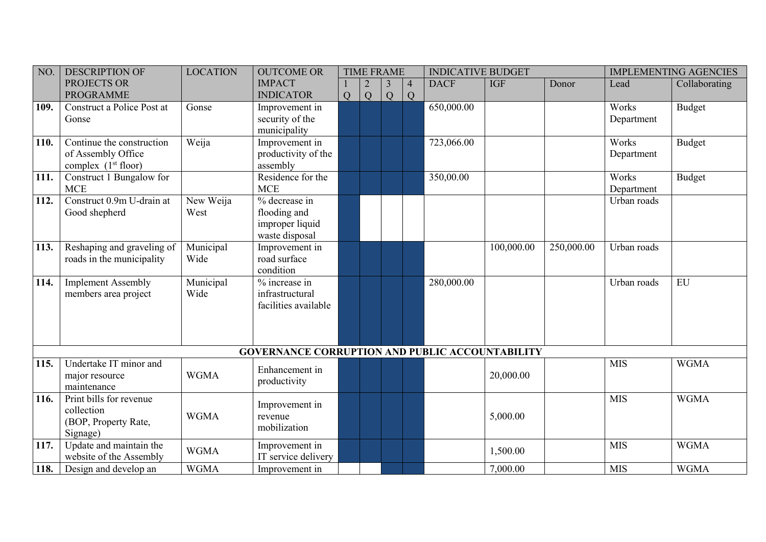| NO. | DESCRIPTION OF PROJECTS OR PROGRAMME | LOCATION | OUTCOME OR IMPACT INDICATOR | TIME FRAME | | | | INDICATIVE BUDGET | | | IMPLEMENTING AGENCIES | |
|---|---|---|---|---|---|---|---|---|---|---|---|---|
| | | | | 1 Q | 2 Q | 3 Q | 4 Q | DACF | IGF | Donor | Lead | Collaborating |
| **109.** | Construct a Police Post at Gonse | Gonse | Improvement in security of the municipality | ■ | ■ | ■ | ■ | 650,000.00 | | | Works Department | Budget |
| **110.** | Continue the construction of Assembly Office complex (1st floor) | Weija | Improvement in productivity of the assembly | ■ | ■ | ■ | ■ | 723,066.00 | | | Works Department | Budget |
| **111.** | Construct 1 Bungalow for MCE | | Residence for the MCE | ■ | ■ | ■ | ■ | 350,00.00 | | | Works Department | Budget |
| **112.** | Construct 0.9m U-drain at Good shepherd | New Weija West | % decrease in flooding and improper liquid waste disposal | ■ | | | | | | | Urban roads | |
| **113.** | Reshaping and graveling of roads in the municipality | Municipal Wide | Improvement in road surface condition | ■ | ■ | ■ | ■ | | 100,000.00 | 250,000.00 | Urban roads | |
| **114.** | Implement Assembly members area project | Municipal Wide | % increase in infrastructural facilities available | ■ | ■ | ■ | ■ | 280,000.00 | | | Urban roads | EU |
| | | | **GOVERNANCE CORRUPTION AND PUBLIC ACCOUNTABILITY** | | | | | | | | | |
| **115.** | Undertake IT minor and major resource maintenance | WGMA | Enhancement in productivity | ■ | ■ | ■ | ■ | | 20,000.00 | | MIS | WGMA |
| **116.** | Print bills for revenue collection (BOP, Property Rate, Signage) | WGMA | Improvement in revenue mobilization | ■ | ■ | ■ | ■ | | 5,000.00 | | MIS | WGMA |
| **117.** | Update and maintain the website of the Assembly | WGMA | Improvement in IT service delivery | ■ | ■ | ■ | ■ | | 1,500.00 | | MIS | WGMA |
| **118.** | Design and develop an | WGMA | Improvement in | | | ■ | ■ | | 7,000.00 | | MIS | WGMA |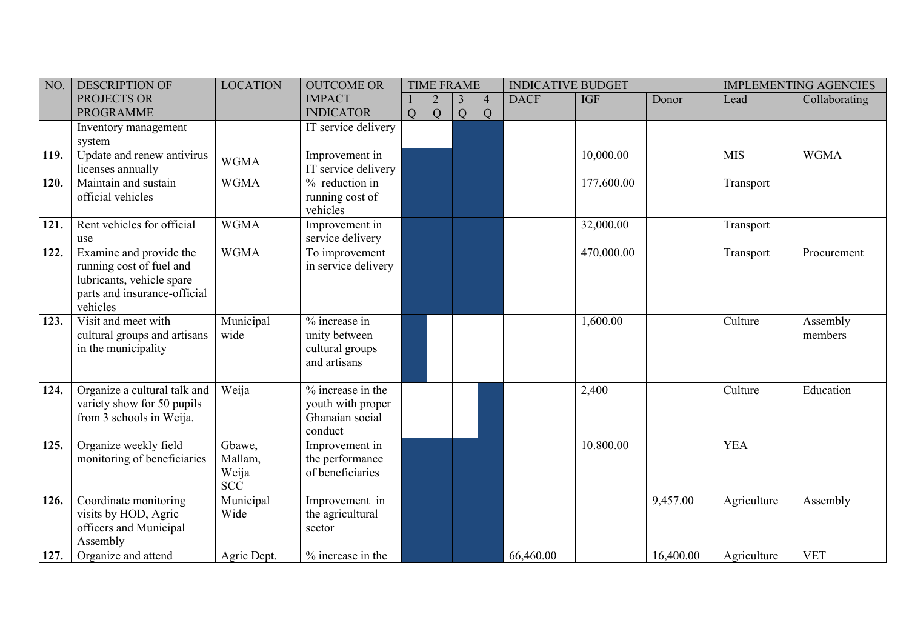| NO. | DESCRIPTION OF PROJECTS OR PROGRAMME | LOCATION | OUTCOME OR IMPACT INDICATOR | TIME FRAME | | | | INDICATIVE BUDGET | | | IMPLEMENTING AGENCIES | |
|---|---|---|---|---|---|---|---|---|---|---|---|---|
| | | | | 1 Q | 2 Q | 3 Q | 4 Q | DACF | IGF | Donor | Lead | Collaborating |
| | Inventory management system | | IT service delivery | | | ■ | ■ | | | | | |
| **119.** | Update and renew antivirus licenses annually | WGMA | Improvement in IT service delivery | ■ | ■ | ■ | ■ | | 10,000.00 | | MIS | WGMA |
| **120.** | Maintain and sustain official vehicles | WGMA | % reduction in running cost of vehicles | ■ | ■ | ■ | ■ | | 177,600.00 | | Transport | |
| **121.** | Rent vehicles for official use | WGMA | Improvement in service delivery | ■ | ■ | ■ | ■ | | 32,000.00 | | Transport | |
| **122.** | Examine and provide the running cost of fuel and lubricants, vehicle spare parts and insurance-official vehicles | WGMA | To improvement in service delivery | ■ | ■ | ■ | ■ | | 470,000.00 | | Transport | Procurement |
| **123.** | Visit and meet with cultural groups and artisans in the municipality | Municipal wide | % increase in unity between cultural groups and artisans | ■ | | | | | 1,600.00 | | Culture | Assembly members |
| **124.** | Organize a cultural talk and variety show for 50 pupils from 3 schools in Weija. | Weija | % increase in the youth with proper Ghanaian social conduct | | | | ■ | | 2,400 | | Culture | Education |
| **125.** | Organize weekly field monitoring of beneficiaries | Gbawe, Mallam, Weija SCC | Improvement in the performance of beneficiaries | ■ | ■ | ■ | ■ | | 10.800.00 | | YEA | |
| **126.** | Coordinate monitoring visits by HOD, Agric officers and Municipal Assembly | Municipal Wide | Improvement in the agricultural sector | ■ | ■ | ■ | ■ | | | 9,457.00 | Agriculture | Assembly |
| **127.** | Organize and attend | Agric Dept. | % increase in the | ■ | ■ | ■ | ■ | 66,460.00 | | 16,400.00 | Agriculture | VET |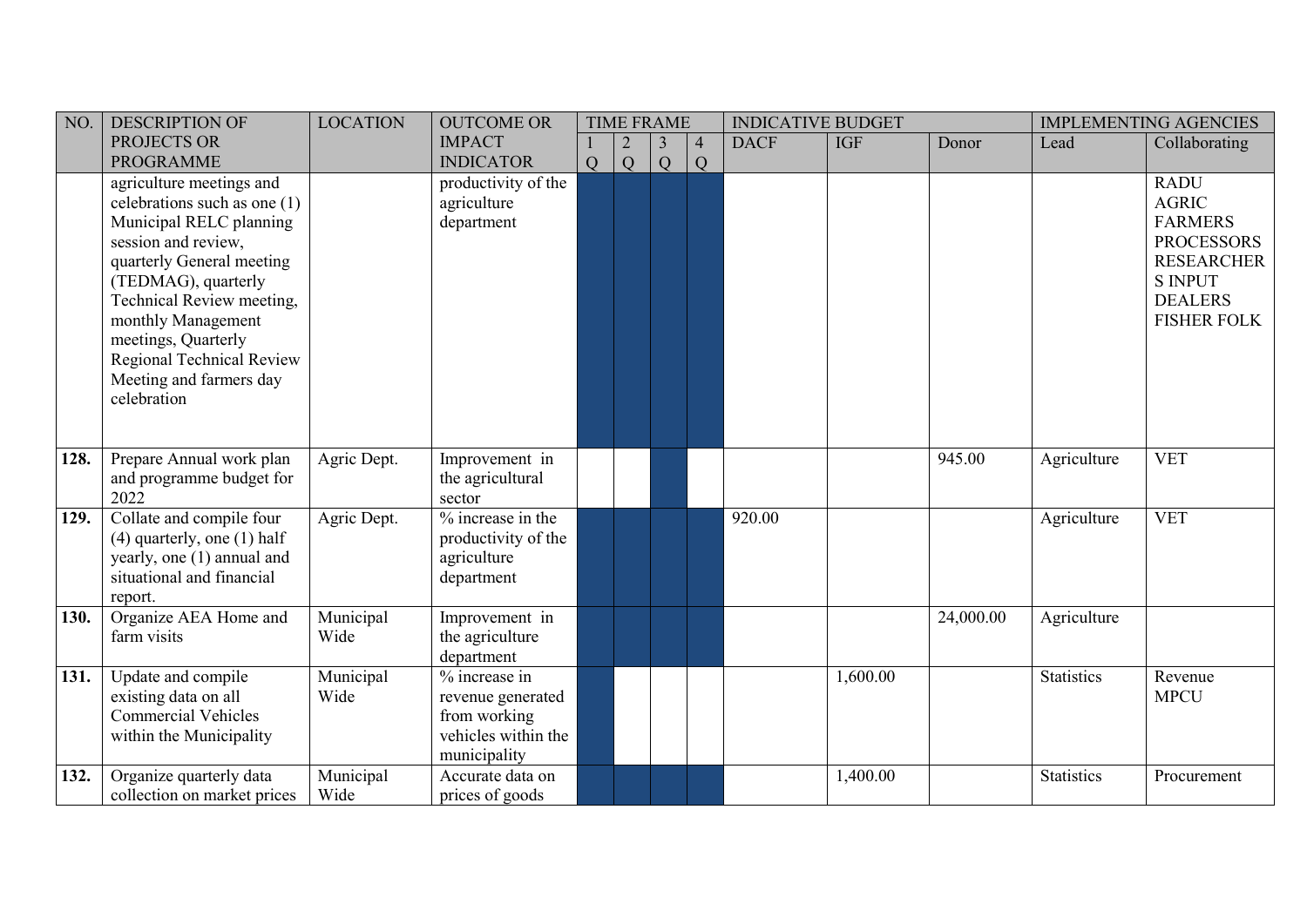| NO. | DESCRIPTION OF PROJECTS OR PROGRAMME | LOCATION | OUTCOME OR IMPACT INDICATOR | TIME FRAME | | | | INDICATIVE BUDGET | | | IMPLEMENTING AGENCIES | |
|---|---|---|---|---|---|---|---|---|---|---|---|---|
| | | | | 1 Q | 2 Q | 3 Q | 4 Q | DACF | IGF | Donor | Lead | Collaborating |
| | agriculture meetings and celebrations such as one (1) Municipal RELC planning session and review, quarterly General meeting (TEDMAG), quarterly Technical Review meeting, monthly Management meetings, Quarterly Regional Technical Review Meeting and farmers day celebration | | productivity of the agriculture department | | | | | | | | | RADU AGRIC FARMERS PROCESSORS RESEARCHER S INPUT DEALERS FISHER FOLK |
| **128.** | Prepare Annual work plan and programme budget for 2022 | Agric Dept. | Improvement in the agricultural sector | | | | | | | 945.00 | Agriculture | VET |
| **129.** | Collate and compile four (4) quarterly, one (1) half yearly, one (1) annual and situational and financial report. | Agric Dept. | % increase in the productivity of the agriculture department | | | | | 920.00 | | | Agriculture | VET |
| **130.** | Organize AEA Home and farm visits | Municipal Wide | Improvement in the agriculture department | | | | | | | 24,000.00 | Agriculture | |
| **131.** | Update and compile existing data on all Commercial Vehicles within the Municipality | Municipal Wide | % increase in revenue generated from working vehicles within the municipality | | | | | | 1,600.00 | | Statistics | Revenue MPCU |
| **132.** | Organize quarterly data collection on market prices | Municipal Wide | Accurate data on prices of goods | | | | | | 1,400.00 | | Statistics | Procurement |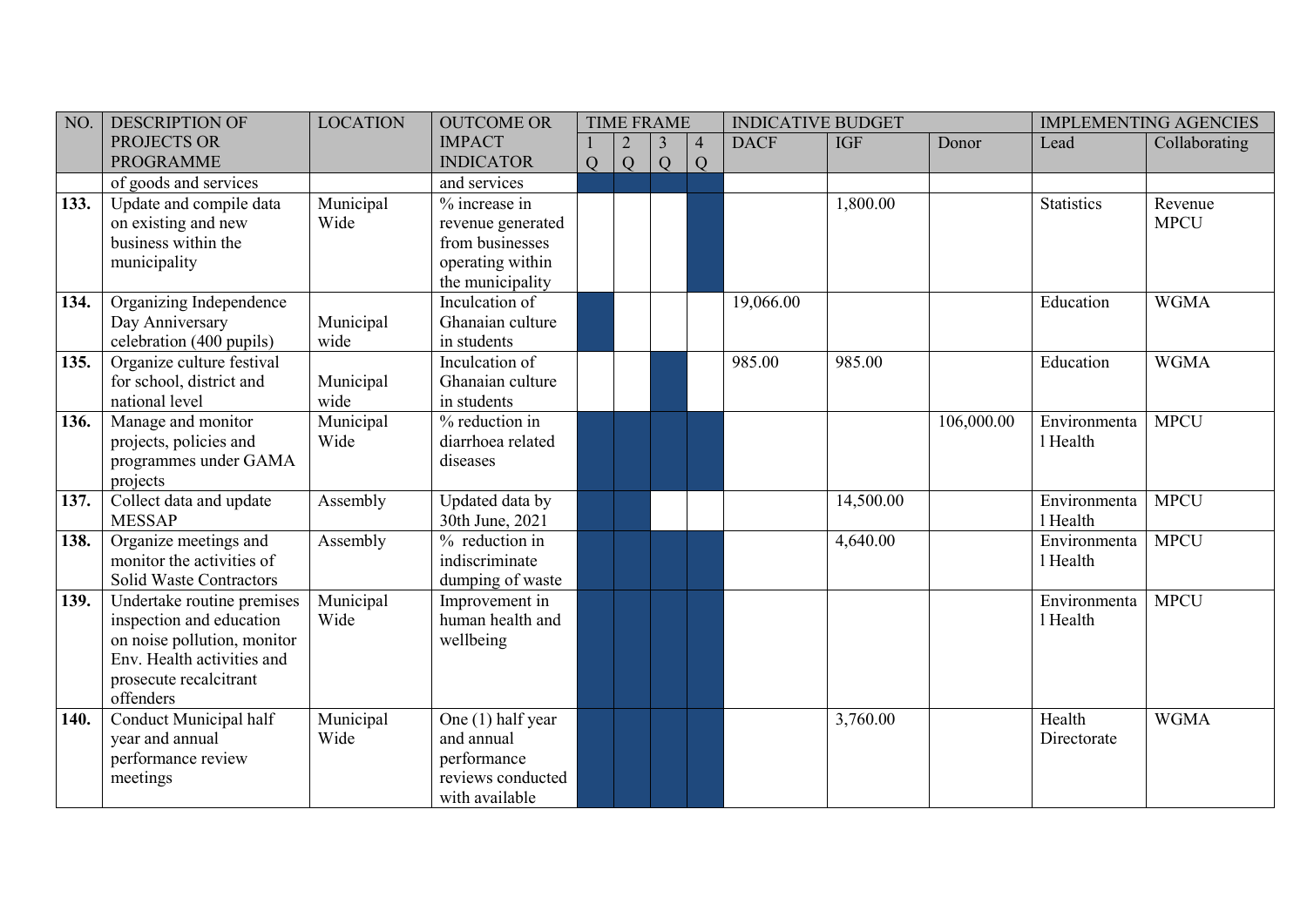| NO. | DESCRIPTION OF PROJECTS OR PROGRAMME | LOCATION | OUTCOME OR IMPACT INDICATOR | TIME FRAME | | | | INDICATIVE BUDGET | | | IMPLEMENTING AGENCIES | |
|---|---|---|---|---|---|---|---|---|---|---|---|---|
| | | | | 1 Q | 2 Q | 3 Q | 4 Q | DACF | IGF | Donor | Lead | Collaborating |
| | of goods and services | | and services | | | | | | | | | |
| **133.** | Update and compile data on existing and new business within the municipality | Municipal Wide | % increase in revenue generated from businesses operating within the municipality | | | | | | 1,800.00 | | Statistics | Revenue MPCU |
| **134.** | Organizing Independence Day Anniversary celebration (400 pupils) | Municipal wide | Inculcation of Ghanaian culture in students | | | | | 19,066.00 | | | Education | WGMA |
| **135.** | Organize culture festival for school, district and national level | Municipal wide | Inculcation of Ghanaian culture in students | | | | | 985.00 | 985.00 | | Education | WGMA |
| **136.** | Manage and monitor projects, policies and programmes under GAMA projects | Municipal Wide | % reduction in diarrhoea related diseases | | | | | | | 106,000.00 | Environmental Health | MPCU |
| **137.** | Collect data and update MESSAP | Assembly | Updated data by 30th June, 2021 | | | | | | 14,500.00 | | Environmental Health | MPCU |
| **138.** | Organize meetings and monitor the activities of Solid Waste Contractors | Assembly | % reduction in indiscriminate dumping of waste | | | | | | 4,640.00 | | Environmental Health | MPCU |
| **139.** | Undertake routine premises inspection and education on noise pollution, monitor Env. Health activities and prosecute recalcitrant offenders | Municipal Wide | Improvement in human health and wellbeing | | | | | | | | Environmental Health | MPCU |
| **140.** | Conduct Municipal half year and annual performance review meetings | Municipal Wide | One (1) half year and annual performance reviews conducted with available | | | | | | 3,760.00 | | Health Directorate | WGMA |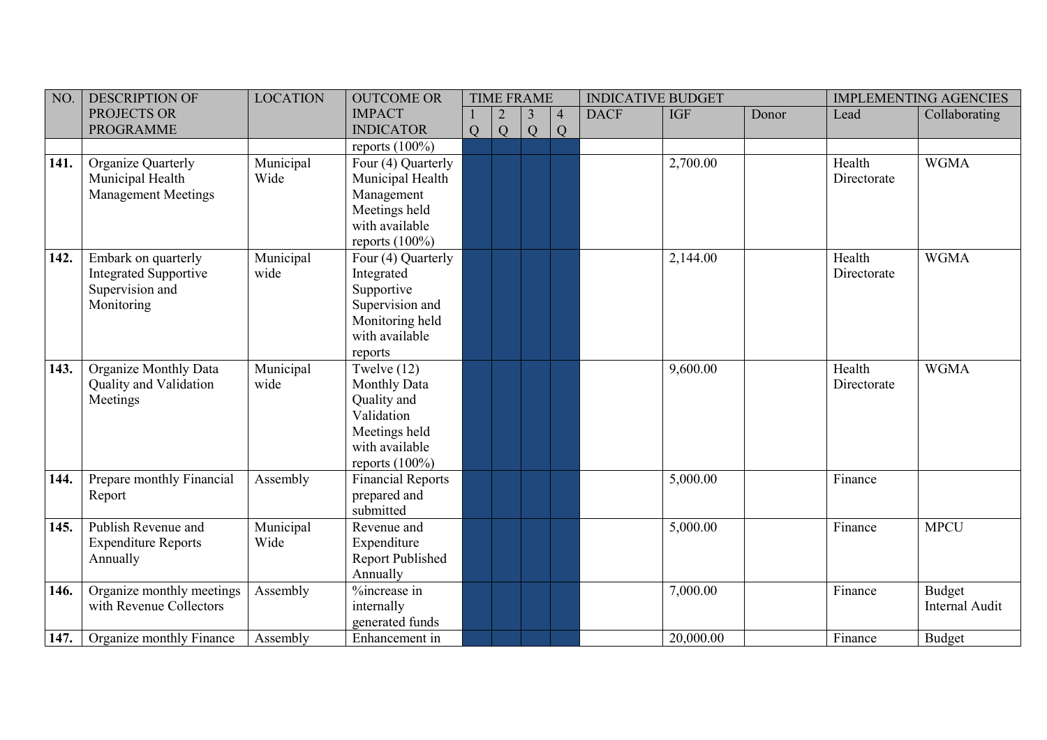| NO. | DESCRIPTION OF PROJECTS OR PROGRAMME | LOCATION | OUTCOME OR IMPACT INDICATOR | TIME FRAME | | | | INDICATIVE BUDGET | | | IMPLEMENTING AGENCIES | |
|---|---|---|---|---|---|---|---|---|---|---|---|---|
| | | | | 1 Q | 2 Q | 3 Q | 4 Q | DACF | IGF | Donor | Lead | Collaborating |
| | | | reports (100%) | | | | | | | | | |
| **141.** | Organize Quarterly Municipal Health Management Meetings | Municipal Wide | Four (4) Quarterly Municipal Health Management Meetings held with available reports (100%) | | | | | | 2,700.00 | | Health Directorate | WGMA |
| **142.** | Embark on quarterly Integrated Supportive Supervision and Monitoring | Municipal wide | Four (4) Quarterly Integrated Supportive Supervision and Monitoring held with available reports | | | | | | 2,144.00 | | Health Directorate | WGMA |
| **143.** | Organize Monthly Data Quality and Validation Meetings | Municipal wide | Twelve (12) Monthly Data Quality and Validation Meetings held with available reports (100%) | | | | | | 9,600.00 | | Health Directorate | WGMA |
| **144.** | Prepare monthly Financial Report | Assembly | Financial Reports prepared and submitted | | | | | | 5,000.00 | | Finance | |
| **145.** | Publish Revenue and Expenditure Reports Annually | Municipal Wide | Revenue and Expenditure Report Published Annually | | | | | | 5,000.00 | | Finance | MPCU |
| **146.** | Organize monthly meetings with Revenue Collectors | Assembly | %increase in internally generated funds | | | | | | 7,000.00 | | Finance | Budget Internal Audit |
| **147.** | Organize monthly Finance | Assembly | Enhancement in | | | | | | 20,000.00 | | Finance | Budget |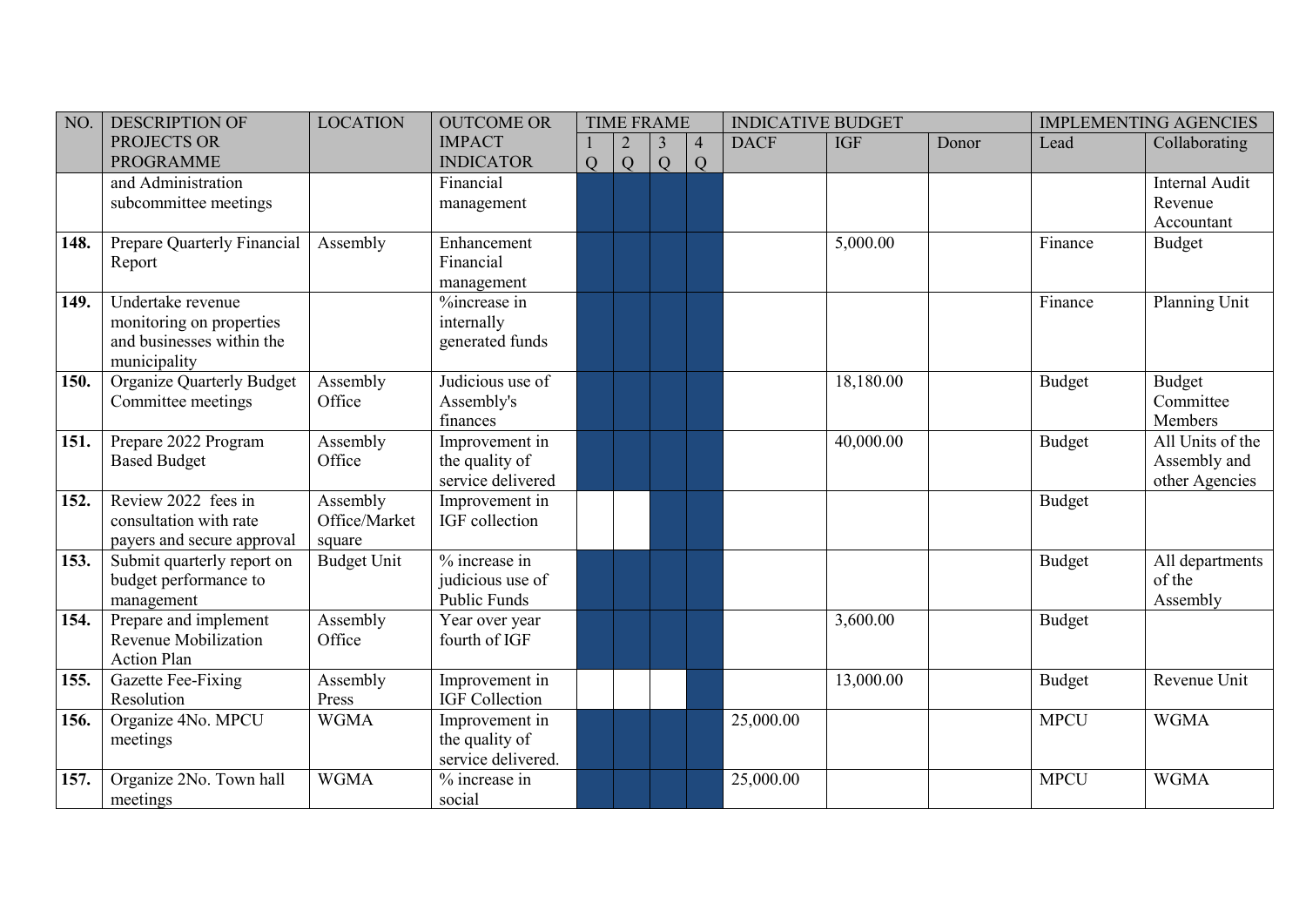| NO. | DESCRIPTION OF PROJECTS OR PROGRAMME | LOCATION | OUTCOME OR IMPACT INDICATOR | TIME FRAME | | | | INDICATIVE BUDGET | | | IMPLEMENTING AGENCIES | |
|---|---|---|---|---|---|---|---|---|---|---|---|---|
| | | | | 1 Q | 2 Q | 3 Q | 4 Q | DACF | IGF | Donor | Lead | Collaborating |
| | and Administration subcommittee meetings | | Financial management | | | | | | | | | Internal Audit Revenue Accountant |
| **148.** | Prepare Quarterly Financial Report | Assembly | Enhancement Financial management | | | | | | 5,000.00 | | Finance | Budget |
| **149.** | Undertake revenue monitoring on properties and businesses within the municipality | | %increase in internally generated funds | | | | | | | | Finance | Planning Unit |
| **150.** | Organize Quarterly Budget Committee meetings | Assembly Office | Judicious use of Assembly's finances | | | | | | 18,180.00 | | Budget | Budget Committee Members |
| **151.** | Prepare 2022 Program Based Budget | Assembly Office | Improvement in the quality of service delivered | | | | | | 40,000.00 | | Budget | All Units of the Assembly and other Agencies |
| **152.** | Review 2022 fees in consultation with rate payers and secure approval | Assembly Office/Market square | Improvement in IGF collection | | | | | | | | Budget | |
| **153.** | Submit quarterly report on budget performance to management | Budget Unit | % increase in judicious use of Public Funds | | | | | | | | Budget | All departments of the Assembly |
| **154.** | Prepare and implement Revenue Mobilization Action Plan | Assembly Office | Year over year fourth of IGF | | | | | | 3,600.00 | | Budget | |
| **155.** | Gazette Fee-Fixing Resolution | Assembly Press | Improvement in IGF Collection | | | | | | 13,000.00 | | Budget | Revenue Unit |
| **156.** | Organize 4No. MPCU meetings | WGMA | Improvement in the quality of service delivered. | | | | | 25,000.00 | | | MPCU | WGMA |
| **157.** | Organize 2No. Town hall meetings | WGMA | % increase in social | | | | | 25,000.00 | | | MPCU | WGMA |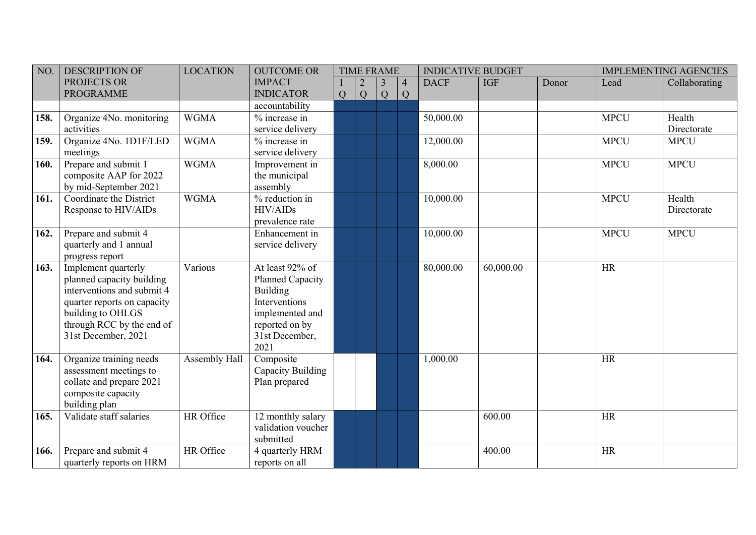| NO. | DESCRIPTION OF PROJECTS OR PROGRAMME | LOCATION | OUTCOME OR IMPACT INDICATOR | TIME FRAME | | | | INDICATIVE BUDGET | | | IMPLEMENTING AGENCIES | |
|---|---|---|---|---|---|---|---|---|---|---|---|---|
| | | | | 1 Q | 2 Q | 3 Q | 4 Q | DACF | IGF | Donor | Lead | Collaborating |
| | | | accountability | | | | | | | | | |
| **158.** | Organize 4No. monitoring activities | WGMA | % increase in service delivery | | | | | 50,000.00 | | | MPCU | Health Directorate |
| **159.** | Organize 4No. 1D1F/LED meetings | WGMA | % increase in service delivery | | | | | 12,000.00 | | | MPCU | MPCU |
| **160.** | Prepare and submit 1 composite AAP for 2022 by mid-September 2021 | WGMA | Improvement in the municipal assembly | | | | | 8,000.00 | | | MPCU | MPCU |
| **161.** | Coordinate the District Response to HIV/AIDs | WGMA | % reduction in HIV/AIDs prevalence rate | | | | | 10,000.00 | | | MPCU | Health Directorate |
| **162.** | Prepare and submit 4 quarterly and 1 annual progress report | | Enhancement in service delivery | | | | | 10,000.00 | | | MPCU | MPCU |
| **163.** | Implement quarterly planned capacity building interventions and submit 4 quarter reports on capacity building to OHLGS through RCC by the end of 31st December, 2021 | Various | At least 92% of Planned Capacity Building Interventions implemented and reported on by 31st December, 2021 | | | | | 80,000.00 | 60,000.00 | | HR | |
| **164.** | Organize training needs assessment meetings to collate and prepare 2021 composite capacity building plan | Assembly Hall | Composite Capacity Building Plan prepared | | | | | 1,000.00 | | | HR | |
| **165.** | Validate staff salaries | HR Office | 12 monthly salary validation voucher submitted | | | | | | 600.00 | | HR | |
| **166.** | Prepare and submit 4 quarterly reports on HRM | HR Office | 4 quarterly HRM reports on all | | | | | | 400.00 | | HR | |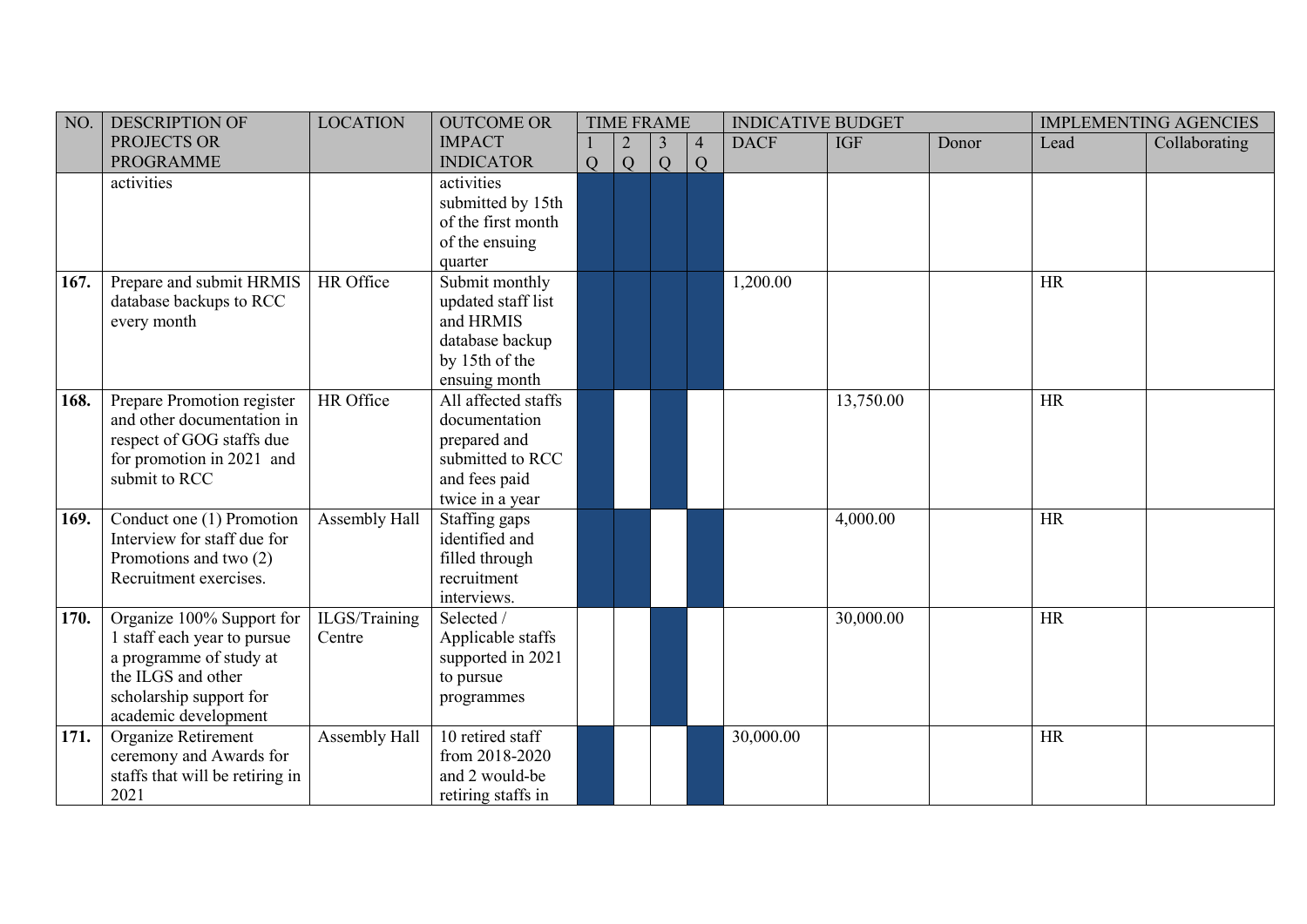| NO. | DESCRIPTION OF PROJECTS OR PROGRAMME | LOCATION | OUTCOME OR IMPACT INDICATOR | TIME FRAME | | | | INDICATIVE BUDGET | | | IMPLEMENTING AGENCIES | |
|---|---|---|---|---|---|---|---|---|---|---|---|---|
| | | | | 1 Q | 2 Q | 3 Q | 4 Q | DACF | IGF | Donor | Lead | Collaborating |
| | activities | | activities submitted by 15th of the first month of the ensuing quarter | | | | | | | | | |
| **167.** | Prepare and submit HRMIS database backups to RCC every month | HR Office | Submit monthly updated staff list and HRMIS database backup by 15th of the ensuing month | | | | | 1,200.00 | | | HR | |
| **168.** | Prepare Promotion register and other documentation in respect of GOG staffs due for promotion in 2021 and submit to RCC | HR Office | All affected staffs documentation prepared and submitted to RCC and fees paid twice in a year | | | | | | 13,750.00 | | HR | |
| **169.** | Conduct one (1) Promotion Interview for staff due for Promotions and two (2) Recruitment exercises. | Assembly Hall | Staffing gaps identified and filled through recruitment interviews. | | | | | | 4,000.00 | | HR | |
| **170.** | Organize 100% Support for 1 staff each year to pursue a programme of study at the ILGS and other scholarship support for academic development | ILGS/Training Centre | Selected / Applicable staffs supported in 2021 to pursue programmes | | | | | | 30,000.00 | | HR | |
| **171.** | Organize Retirement ceremony and Awards for staffs that will be retiring in 2021 | Assembly Hall | 10 retired staff from 2018-2020 and 2 would-be retiring staffs in | | | | | 30,000.00 | | | HR | |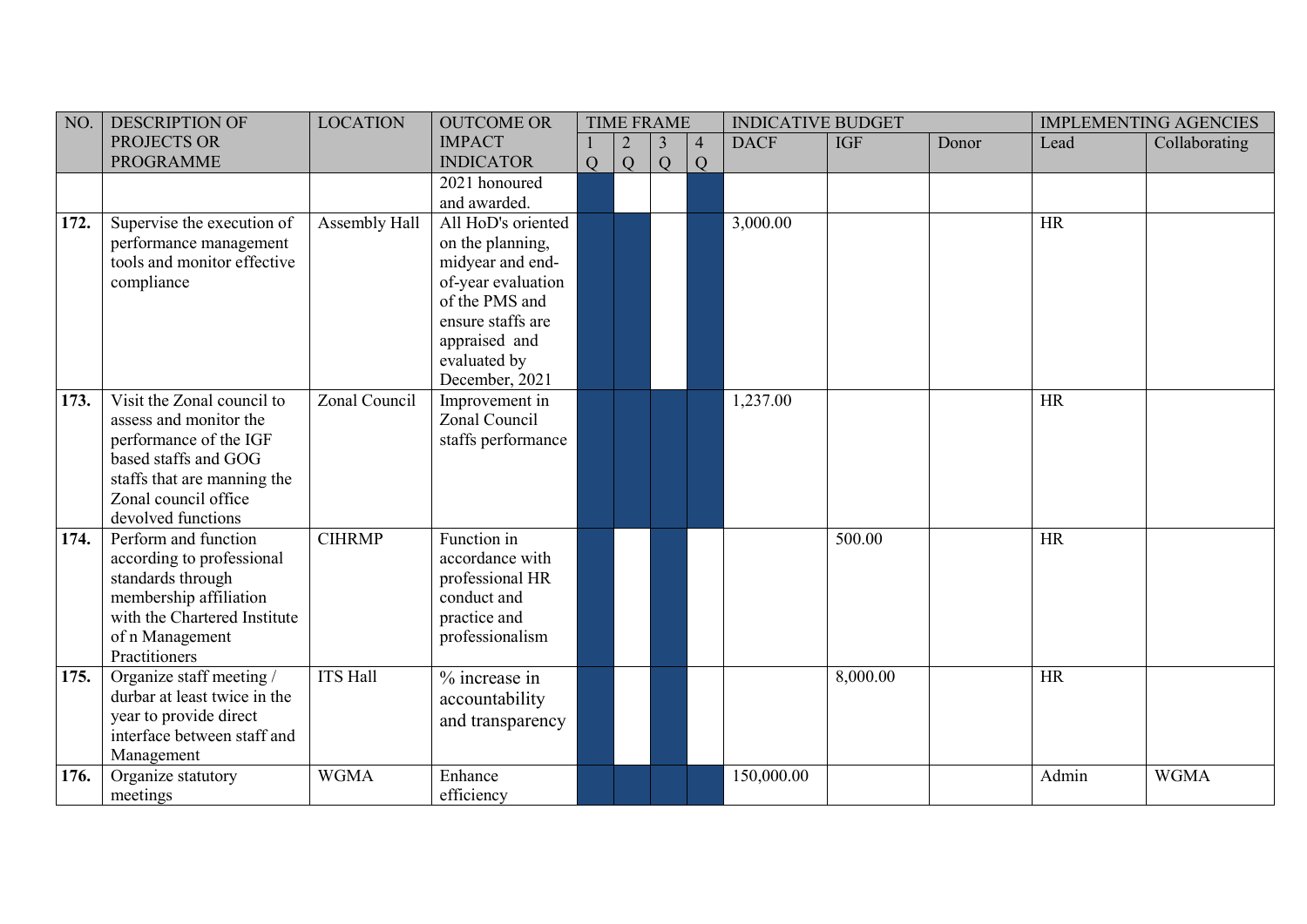| NO. | DESCRIPTION OF PROJECTS OR PROGRAMME | LOCATION | OUTCOME OR IMPACT INDICATOR | TIME FRAME | | | | INDICATIVE BUDGET | | | IMPLEMENTING AGENCIES | |
|---|---|---|---|---|---|---|---|---|---|---|---|---|
| | | | | 1 Q | 2 Q | 3 Q | 4 Q | DACF | IGF | Donor | Lead | Collaborating |
| | | | 2021 honoured and awarded. | X | | | X | | | | | |
| **172.** | Supervise the execution of performance management tools and monitor effective compliance | Assembly Hall | All HoD's oriented on the planning, midyear and end-of-year evaluation of the PMS and ensure staffs are appraised and evaluated by December, 2021 | X | X | | X | 3,000.00 | | | HR | |
| **173.** | Visit the Zonal council to assess and monitor the performance of the IGF based staffs and GOG staffs that are manning the Zonal council office devolved functions | Zonal Council | Improvement in Zonal Council staffs performance | X | X | X | X | 1,237.00 | | | HR | |
| **174.** | Perform and function according to professional standards through membership affiliation with the Chartered Institute of n Management Practitioners | CIHRMP | Function in accordance with professional HR conduct and practice and professionalism | X | | X | | | 500.00 | | HR | |
| **175.** | Organize staff meeting / durbar at least twice in the year to provide direct interface between staff and Management | ITS Hall | % increase in accountability and transparency | X | | X | | | 8,000.00 | | HR | |
| **176.** | Organize statutory meetings | WGMA | Enhance efficiency | X | X | X | X | 150,000.00 | | | Admin | WGMA |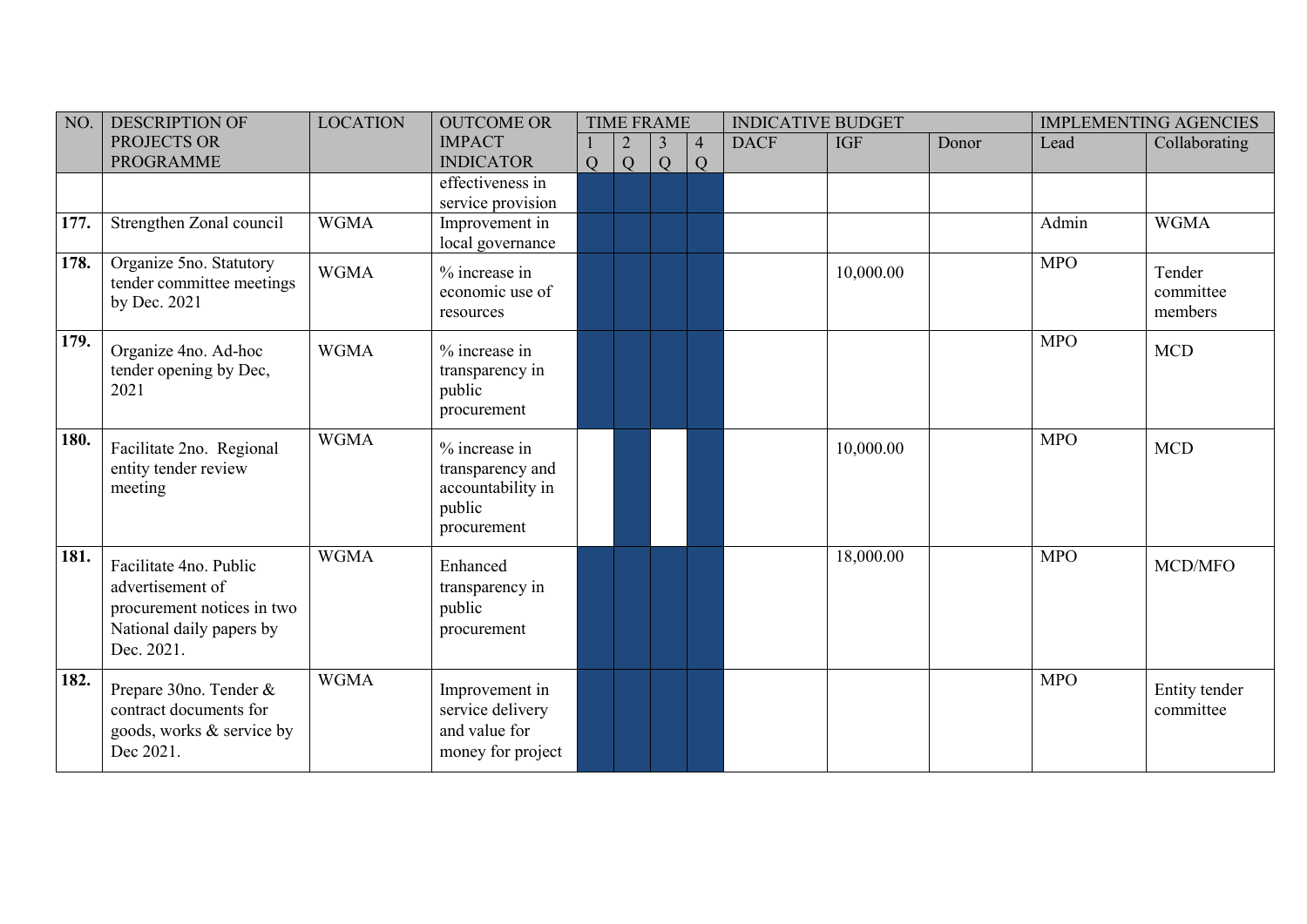| NO. | DESCRIPTION OF PROJECTS OR PROGRAMME | LOCATION | OUTCOME OR IMPACT INDICATOR | TIME FRAME | | | | INDICATIVE BUDGET | | | IMPLEMENTING AGENCIES | |
|---|---|---|---|---|---|---|---|---|---|---|---|---|
| | | | | 1 Q | 2 Q | 3 Q | 4 Q | DACF | IGF | Donor | Lead | Collaborating |
| | | | effectiveness in service provision | | | | | | | | | |
| **177.** | Strengthen Zonal council | WGMA | Improvement in local governance | | | | | | | | Admin | WGMA |
| **178.** | Organize 5no. Statutory tender committee meetings by Dec. 2021 | WGMA | % increase in economic use of resources | | | | | | 10,000.00 | | MPO | Tender committee members |
| **179.** | Organize 4no. Ad-hoc tender opening by Dec, 2021 | WGMA | % increase in transparency in public procurement | | | | | | | | MPO | MCD |
| **180.** | Facilitate 2no. Regional entity tender review meeting | WGMA | % increase in transparency and accountability in public procurement | | | | | | 10,000.00 | | MPO | MCD |
| **181.** | Facilitate 4no. Public advertisement of procurement notices in two National daily papers by Dec. 2021. | WGMA | Enhanced transparency in public procurement | | | | | | 18,000.00 | | MPO | MCD/MFO |
| **182.** | Prepare 30no. Tender & contract documents for goods, works & service by Dec 2021. | WGMA | Improvement in service delivery and value for money for project | | | | | | | | MPO | Entity tender committee |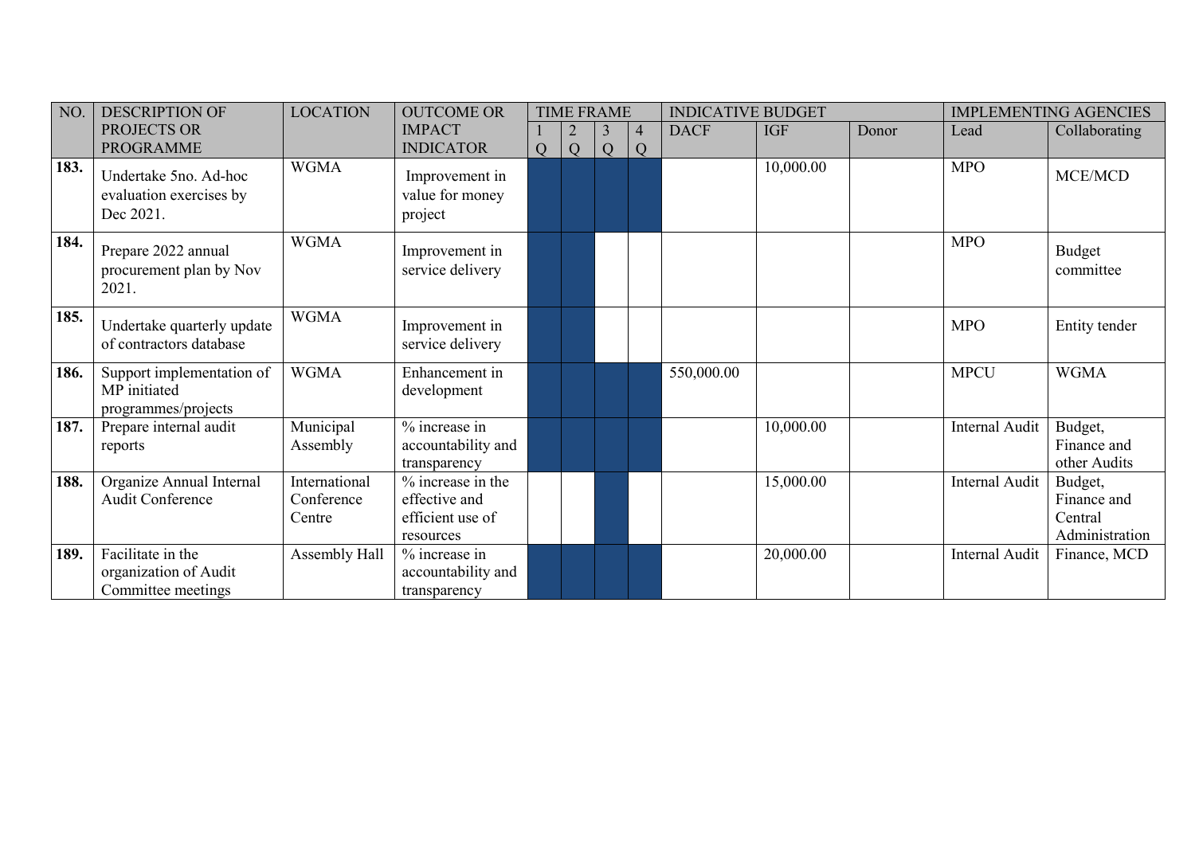| NO. | DESCRIPTION OF PROJECTS OR PROGRAMME | LOCATION | OUTCOME OR IMPACT INDICATOR | TIME FRAME | | | | INDICATIVE BUDGET | | | IMPLEMENTING AGENCIES | |
|---|---|---|---|---|---|---|---|---|---|---|---|---|
| | | | | 1 Q | 2 Q | 3 Q | 4 Q | DACF | IGF | Donor | Lead | Collaborating |
| **183.** | Undertake 5no. Ad-hoc evaluation exercises by Dec 2021. | WGMA | Improvement in value for money project | ■ | ■ | ■ | ■ | | 10,000.00 | | MPO | MCE/MCD |
| **184.** | Prepare 2022 annual procurement plan by Nov 2021. | WGMA | Improvement in service delivery | ■ | ■ | | | | | | MPO | Budget committee |
| **185.** | Undertake quarterly update of contractors database | WGMA | Improvement in service delivery | ■ | ■ | | | | | | MPO | Entity tender |
| **186.** | Support implementation of MP initiated programmes/projects | WGMA | Enhancement in development | ■ | ■ | ■ | ■ | 550,000.00 | | | MPCU | WGMA |
| **187.** | Prepare internal audit reports | Municipal Assembly | % increase in accountability and transparency | ■ | ■ | ■ | ■ | | 10,000.00 | | Internal Audit | Budget, Finance and other Audits |
| **188.** | Organize Annual Internal Audit Conference | International Conference Centre | % increase in the effective and efficient use of resources | | | ■ | | | 15,000.00 | | Internal Audit | Budget, Finance and Central Administration |
| **189.** | Facilitate in the organization of Audit Committee meetings | Assembly Hall | % increase in accountability and transparency | ■ | ■ | ■ | ■ | | 20,000.00 | | Internal Audit | Finance, MCD |